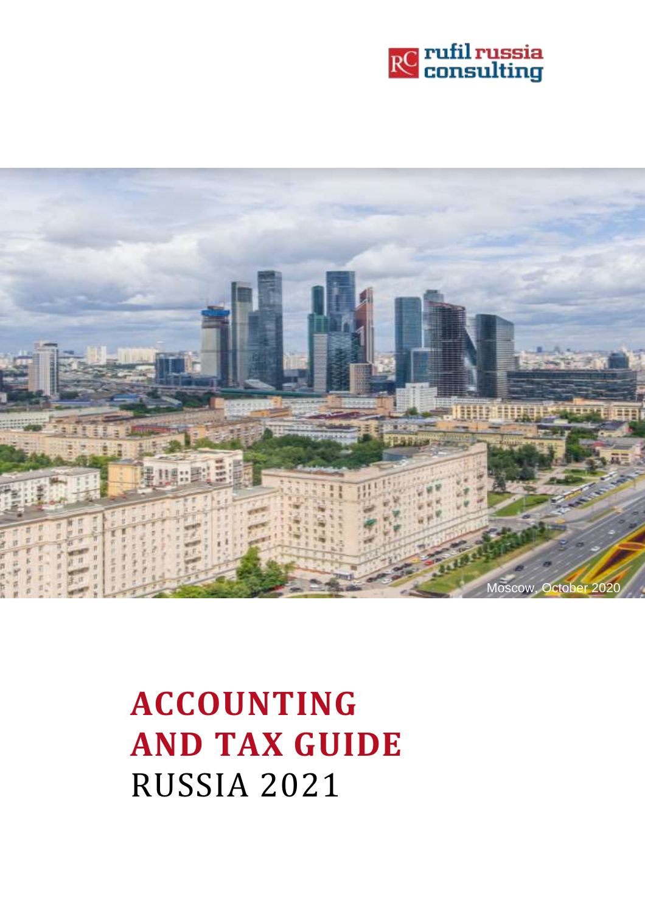rufil russia consulting

Moscow, October 2020

# ACCOUNTING AND TAX GUIDE

RUSSIA 2021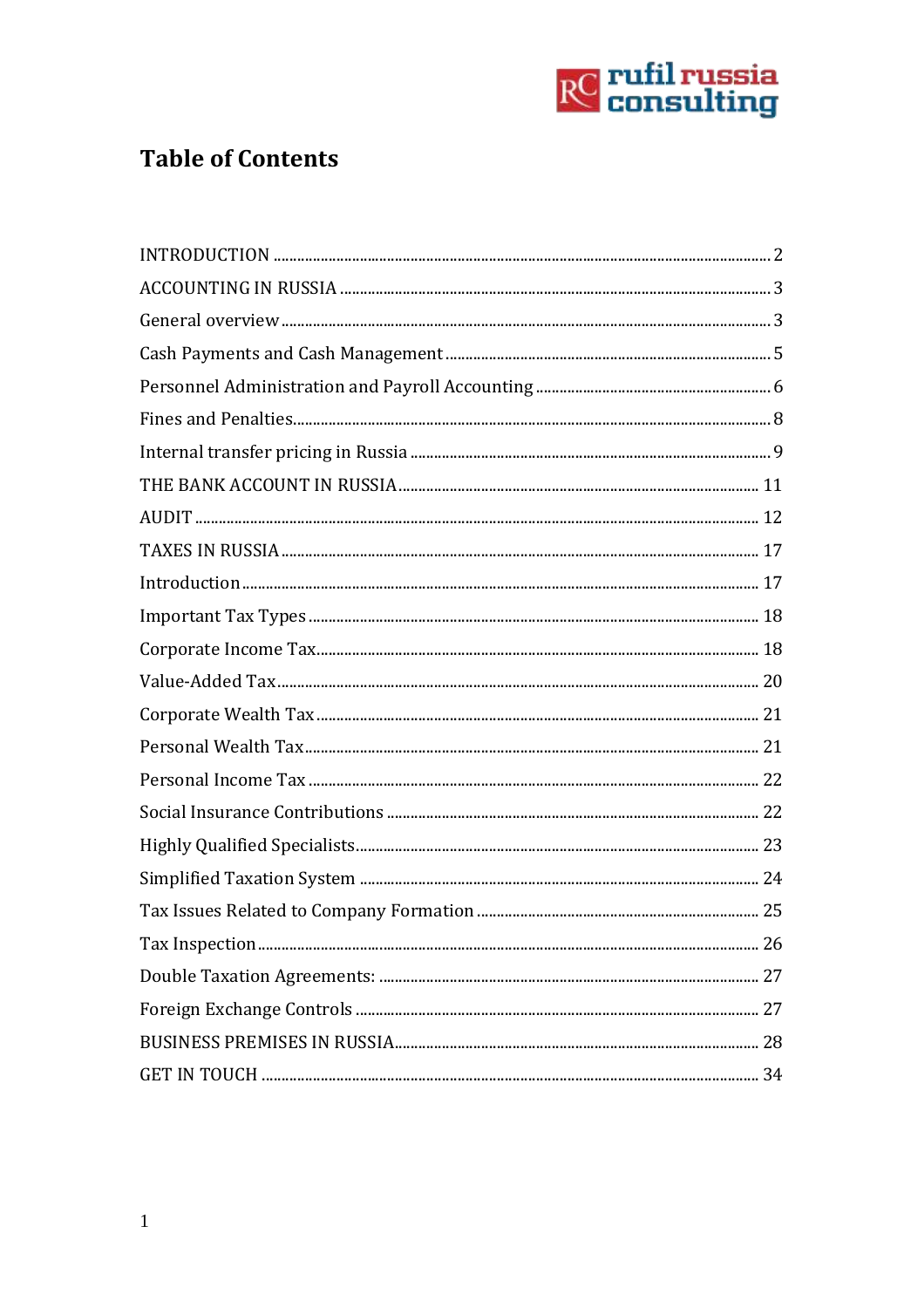# Table of Contents

INTRODUCTION ..... 2
ACCOUNTING IN RUSSIA ..... 3
General overview ..... 3
Cash Payments and Cash Management ..... 5
Personnel Administration and Payroll Accounting ..... 6
Fines and Penalties ..... 8
Internal transfer pricing in Russia ..... 9
THE BANK ACCOUNT IN RUSSIA ..... 11
AUDIT ..... 12
TAXES IN RUSSIA ..... 17
Introduction ..... 17
Important Tax Types ..... 18
Corporate Income Tax ..... 18
Value-Added Tax ..... 20
Corporate Wealth Tax ..... 21
Personal Wealth Tax ..... 21
Personal Income Tax ..... 22
Social Insurance Contributions ..... 22
Highly Qualified Specialists ..... 23
Simplified Taxation System ..... 24
Tax Issues Related to Company Formation ..... 25
Tax Inspection ..... 26
Double Taxation Agreements: ..... 27
Foreign Exchange Controls ..... 27
BUSINESS PREMISES IN RUSSIA ..... 28
GET IN TOUCH ..... 34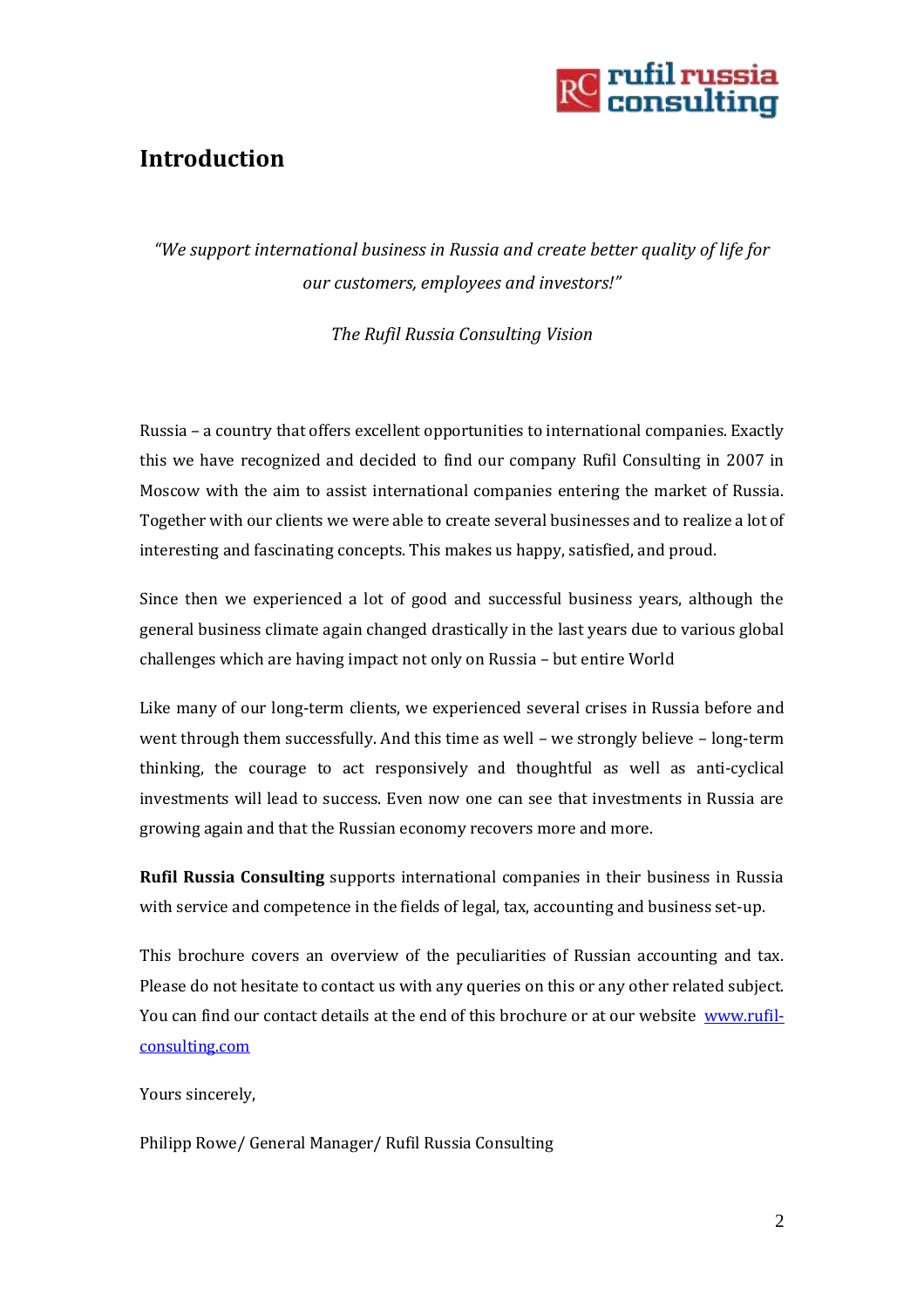# Introduction

*"We support international business in Russia and create better quality of life for our customers, employees and investors!"*

*The Rufil Russia Consulting Vision*

Russia – a country that offers excellent opportunities to international companies. Exactly this we have recognized and decided to find our company Rufil Consulting in 2007 in Moscow with the aim to assist international companies entering the market of Russia. Together with our clients we were able to create several businesses and to realize a lot of interesting and fascinating concepts. This makes us happy, satisfied, and proud.

Since then we experienced a lot of good and successful business years, although the general business climate again changed drastically in the last years due to various global challenges which are having impact not only on Russia – but entire World

Like many of our long-term clients, we experienced several crises in Russia before and went through them successfully. And this time as well – we strongly believe – long-term thinking, the courage to act responsively and thoughtful as well as anti-cyclical investments will lead to success. Even now one can see that investments in Russia are growing again and that the Russian economy recovers more and more.

**Rufil Russia Consulting** supports international companies in their business in Russia with service and competence in the fields of legal, tax, accounting and business set-up.

This brochure covers an overview of the peculiarities of Russian accounting and tax. Please do not hesitate to contact us with any queries on this or any other related subject. You can find our contact details at the end of this brochure or at our website [www.rufil-consulting.com](http://www.rufil-consulting.com)

Yours sincerely,

Philipp Rowe/ General Manager/ Rufil Russia Consulting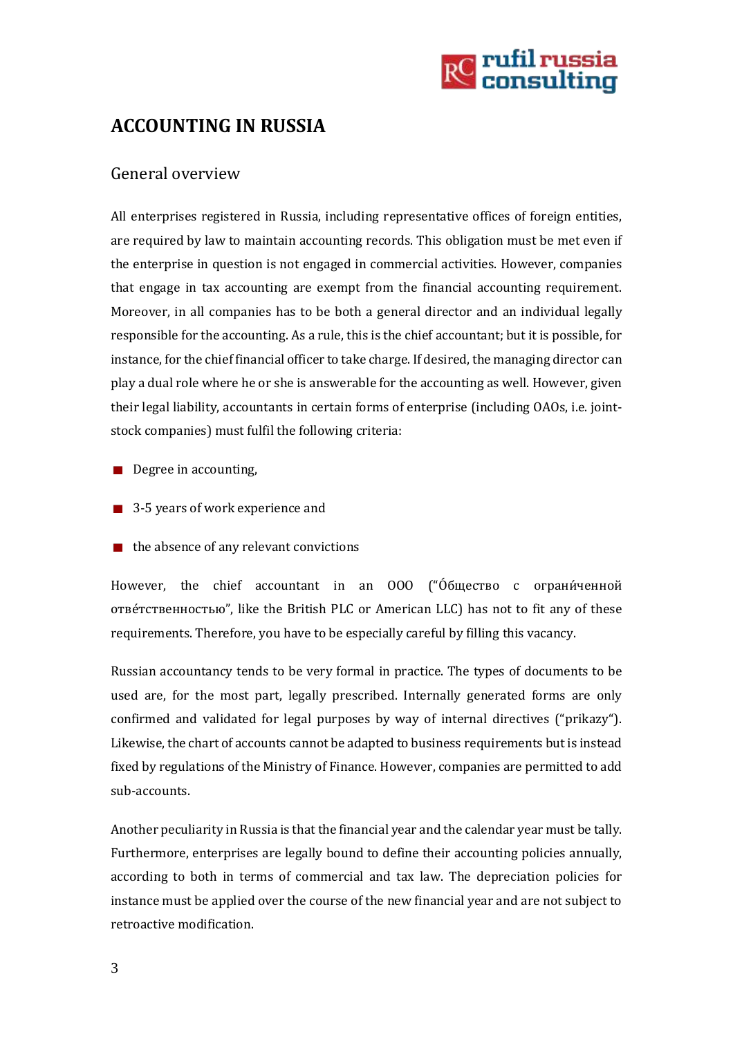# ACCOUNTING IN RUSSIA

## General overview

All enterprises registered in Russia, including representative offices of foreign entities, are required by law to maintain accounting records. This obligation must be met even if the enterprise in question is not engaged in commercial activities. However, companies that engage in tax accounting are exempt from the financial accounting requirement. Moreover, in all companies has to be both a general director and an individual legally responsible for the accounting. As a rule, this is the chief accountant; but it is possible, for instance, for the chief financial officer to take charge. If desired, the managing director can play a dual role where he or she is answerable for the accounting as well. However, given their legal liability, accountants in certain forms of enterprise (including OAOs, i.e. joint-stock companies) must fulfil the following criteria:

- Degree in accounting,
- 3-5 years of work experience and
- the absence of any relevant convictions

However, the chief accountant in an OOO ("Óбщество с ограни́ченной отве́тственностью", like the British PLC or American LLC) has not to fit any of these requirements. Therefore, you have to be especially careful by filling this vacancy.

Russian accountancy tends to be very formal in practice. The types of documents to be used are, for the most part, legally prescribed. Internally generated forms are only confirmed and validated for legal purposes by way of internal directives ("prikazy"). Likewise, the chart of accounts cannot be adapted to business requirements but is instead fixed by regulations of the Ministry of Finance. However, companies are permitted to add sub-accounts.

Another peculiarity in Russia is that the financial year and the calendar year must be tally. Furthermore, enterprises are legally bound to define their accounting policies annually, according to both in terms of commercial and tax law. The depreciation policies for instance must be applied over the course of the new financial year and are not subject to retroactive modification.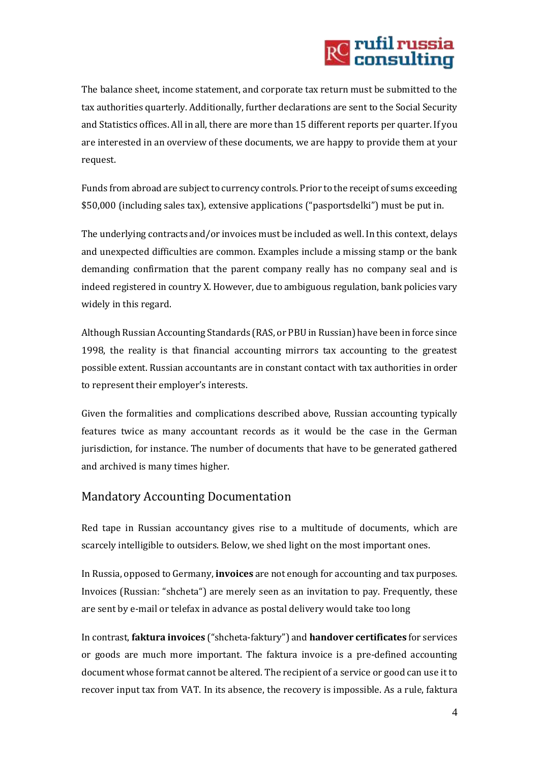The balance sheet, income statement, and corporate tax return must be submitted to the tax authorities quarterly. Additionally, further declarations are sent to the Social Security and Statistics offices. All in all, there are more than 15 different reports per quarter. If you are interested in an overview of these documents, we are happy to provide them at your request.

Funds from abroad are subject to currency controls. Prior to the receipt of sums exceeding $50,000 (including sales tax), extensive applications ("pasportsdelki") must be put in.

The underlying contracts and/or invoices must be included as well. In this context, delays and unexpected difficulties are common. Examples include a missing stamp or the bank demanding confirmation that the parent company really has no company seal and is indeed registered in country X. However, due to ambiguous regulation, bank policies vary widely in this regard.

Although Russian Accounting Standards (RAS, or PBU in Russian) have been in force since 1998, the reality is that financial accounting mirrors tax accounting to the greatest possible extent. Russian accountants are in constant contact with tax authorities in order to represent their employer's interests.

Given the formalities and complications described above, Russian accounting typically features twice as many accountant records as it would be the case in the German jurisdiction, for instance. The number of documents that have to be generated gathered and archived is many times higher.

## Mandatory Accounting Documentation

Red tape in Russian accountancy gives rise to a multitude of documents, which are scarcely intelligible to outsiders. Below, we shed light on the most important ones.

In Russia, opposed to Germany, **invoices** are not enough for accounting and tax purposes. Invoices (Russian: "shcheta") are merely seen as an invitation to pay. Frequently, these are sent by e-mail or telefax in advance as postal delivery would take too long

In contrast, **faktura invoices** ("shcheta-faktury") and **handover certificates** for services or goods are much more important. The faktura invoice is a pre-defined accounting document whose format cannot be altered. The recipient of a service or good can use it to recover input tax from VAT. In its absence, the recovery is impossible. As a rule, faktura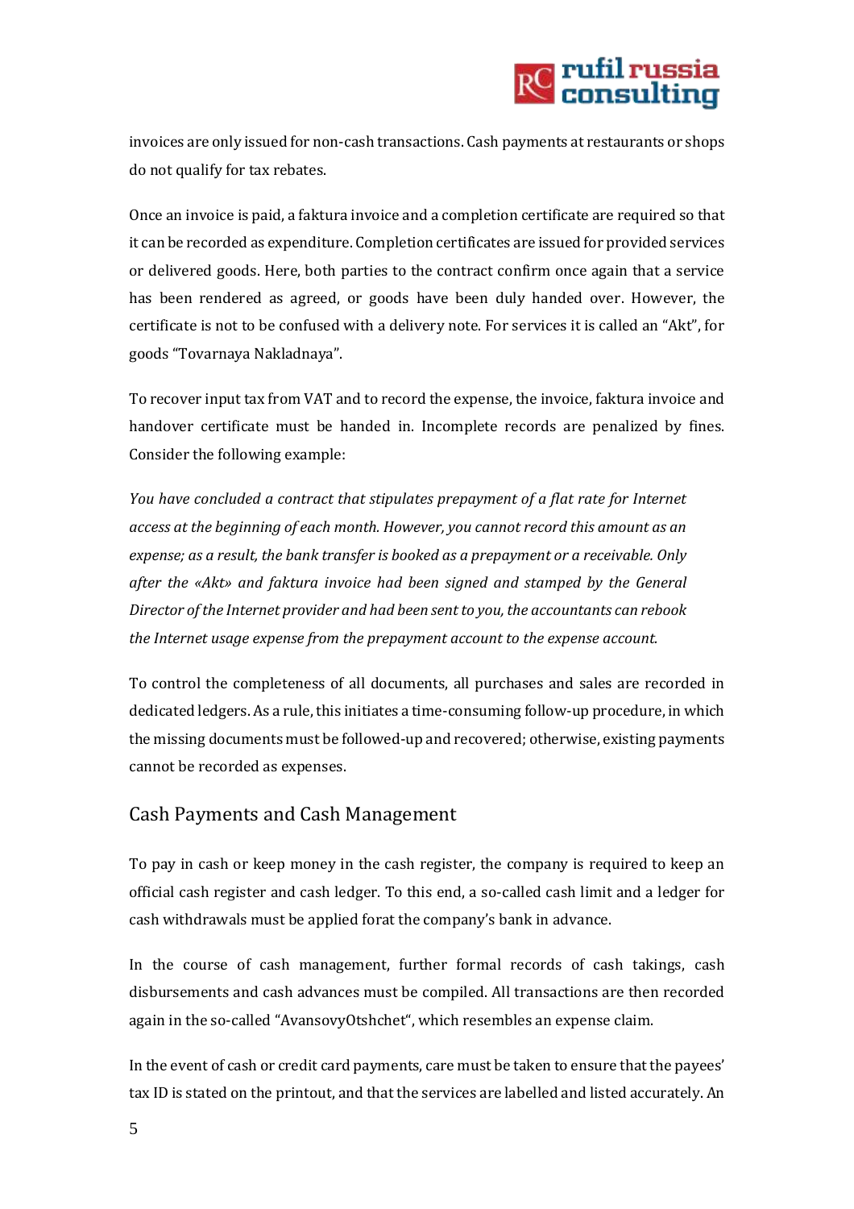invoices are only issued for non-cash transactions. Cash payments at restaurants or shops do not qualify for tax rebates.

Once an invoice is paid, a faktura invoice and a completion certificate are required so that it can be recorded as expenditure. Completion certificates are issued for provided services or delivered goods. Here, both parties to the contract confirm once again that a service has been rendered as agreed, or goods have been duly handed over. However, the certificate is not to be confused with a delivery note. For services it is called an "Akt", for goods "Tovarnaya Nakladnaya".

To recover input tax from VAT and to record the expense, the invoice, faktura invoice and handover certificate must be handed in. Incomplete records are penalized by fines. Consider the following example:

*You have concluded a contract that stipulates prepayment of a flat rate for Internet access at the beginning of each month. However, you cannot record this amount as an expense; as a result, the bank transfer is booked as a prepayment or a receivable. Only after the «Akt» and faktura invoice had been signed and stamped by the General Director of the Internet provider and had been sent to you, the accountants can rebook the Internet usage expense from the prepayment account to the expense account.*

To control the completeness of all documents, all purchases and sales are recorded in dedicated ledgers. As a rule, this initiates a time-consuming follow-up procedure, in which the missing documents must be followed-up and recovered; otherwise, existing payments cannot be recorded as expenses.

## Cash Payments and Cash Management

To pay in cash or keep money in the cash register, the company is required to keep an official cash register and cash ledger. To this end, a so-called cash limit and a ledger for cash withdrawals must be applied forat the company's bank in advance.

In the course of cash management, further formal records of cash takings, cash disbursements and cash advances must be compiled. All transactions are then recorded again in the so-called "AvansovyOtshchet", which resembles an expense claim.

In the event of cash or credit card payments, care must be taken to ensure that the payees' tax ID is stated on the printout, and that the services are labelled and listed accurately. An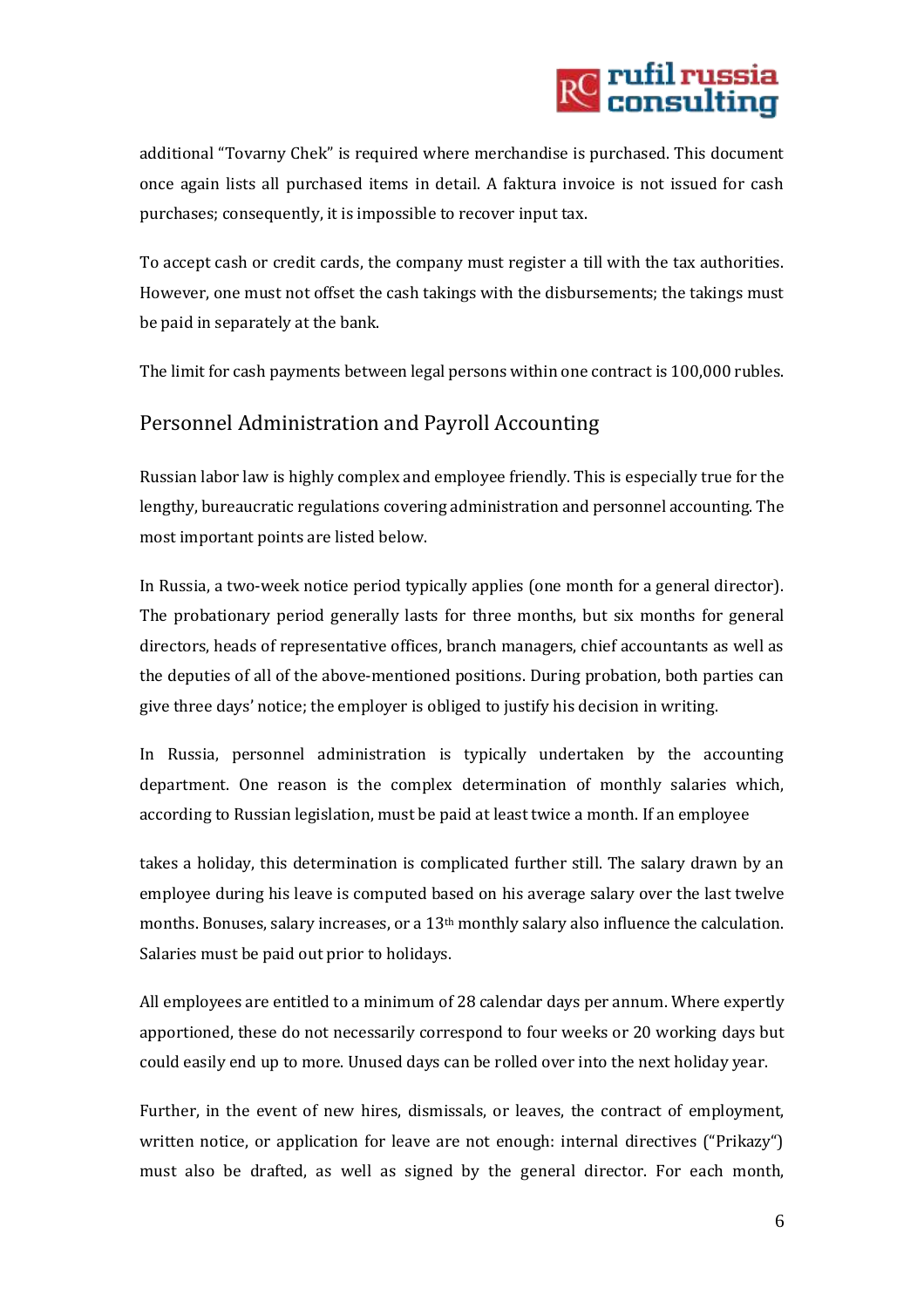additional "Tovarny Chek" is required where merchandise is purchased. This document once again lists all purchased items in detail. A faktura invoice is not issued for cash purchases; consequently, it is impossible to recover input tax.

To accept cash or credit cards, the company must register a till with the tax authorities. However, one must not offset the cash takings with the disbursements; the takings must be paid in separately at the bank.

The limit for cash payments between legal persons within one contract is 100,000 rubles.

## Personnel Administration and Payroll Accounting

Russian labor law is highly complex and employee friendly. This is especially true for the lengthy, bureaucratic regulations covering administration and personnel accounting. The most important points are listed below.

In Russia, a two-week notice period typically applies (one month for a general director). The probationary period generally lasts for three months, but six months for general directors, heads of representative offices, branch managers, chief accountants as well as the deputies of all of the above-mentioned positions. During probation, both parties can give three days' notice; the employer is obliged to justify his decision in writing.

In Russia, personnel administration is typically undertaken by the accounting department. One reason is the complex determination of monthly salaries which, according to Russian legislation, must be paid at least twice a month. If an employee takes a holiday, this determination is complicated further still. The salary drawn by an employee during his leave is computed based on his average salary over the last twelve months. Bonuses, salary increases, or a 13th monthly salary also influence the calculation. Salaries must be paid out prior to holidays.

All employees are entitled to a minimum of 28 calendar days per annum. Where expertly apportioned, these do not necessarily correspond to four weeks or 20 working days but could easily end up to more. Unused days can be rolled over into the next holiday year.

Further, in the event of new hires, dismissals, or leaves, the contract of employment, written notice, or application for leave are not enough: internal directives ("Prikazy") must also be drafted, as well as signed by the general director. For each month,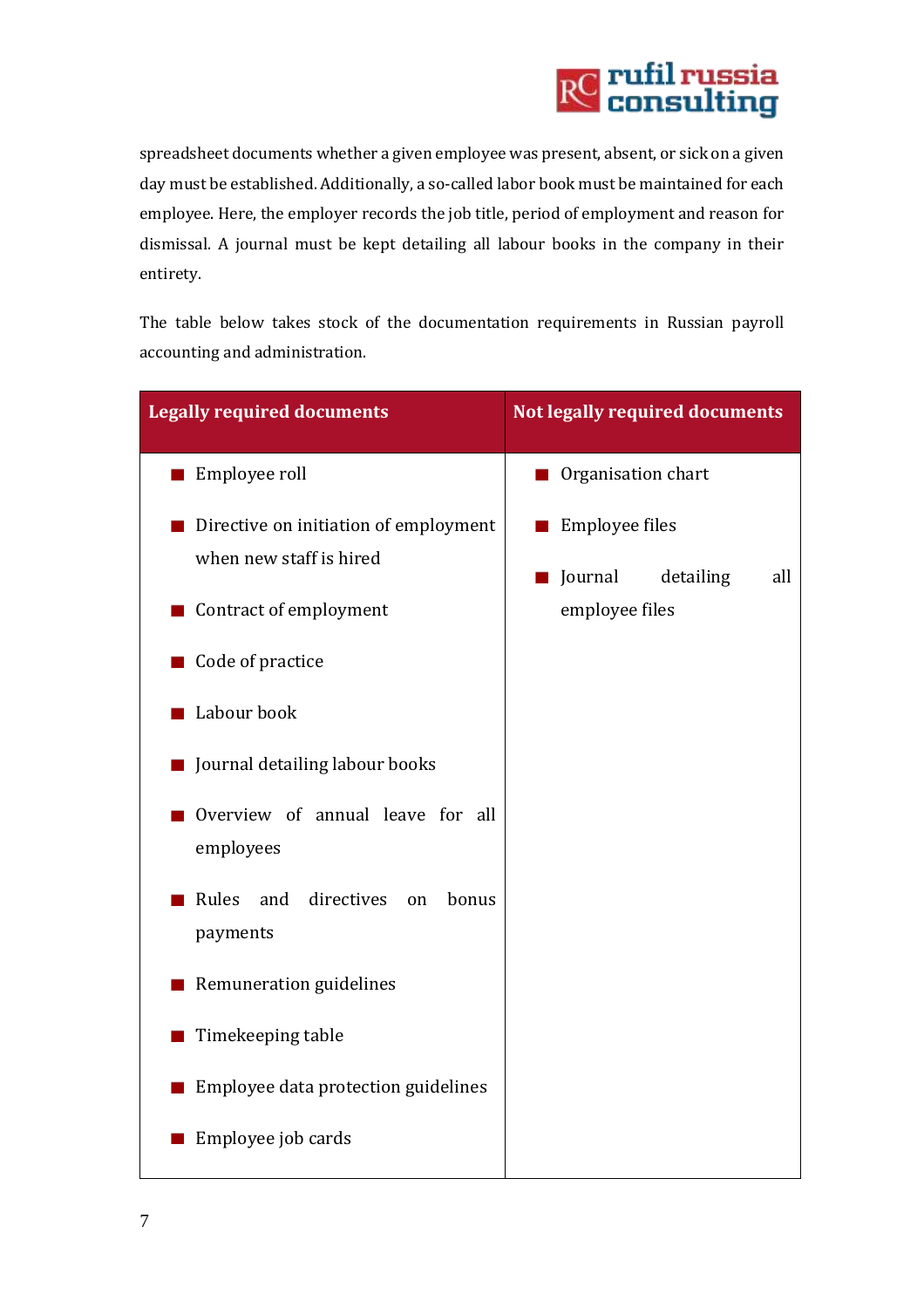spreadsheet documents whether a given employee was present, absent, or sick on a given day must be established. Additionally, a so-called labor book must be maintained for each employee. Here, the employer records the job title, period of employment and reason for dismissal. A journal must be kept detailing all labour books in the company in their entirety.

The table below takes stock of the documentation requirements in Russian payroll accounting and administration.

| Legally required documents | Not legally required documents |
|---|---|
| Employee roll | Organisation chart |
| Directive on initiation of employment when new staff is hired | Employee files |
| Contract of employment | Journal detailing all employee files |
| Code of practice | |
| Labour book | |
| Journal detailing labour books | |
| Overview of annual leave for all employees | |
| Rules and directives on bonus payments | |
| Remuneration guidelines | |
| Timekeeping table | |
| Employee data protection guidelines | |
| Employee job cards | |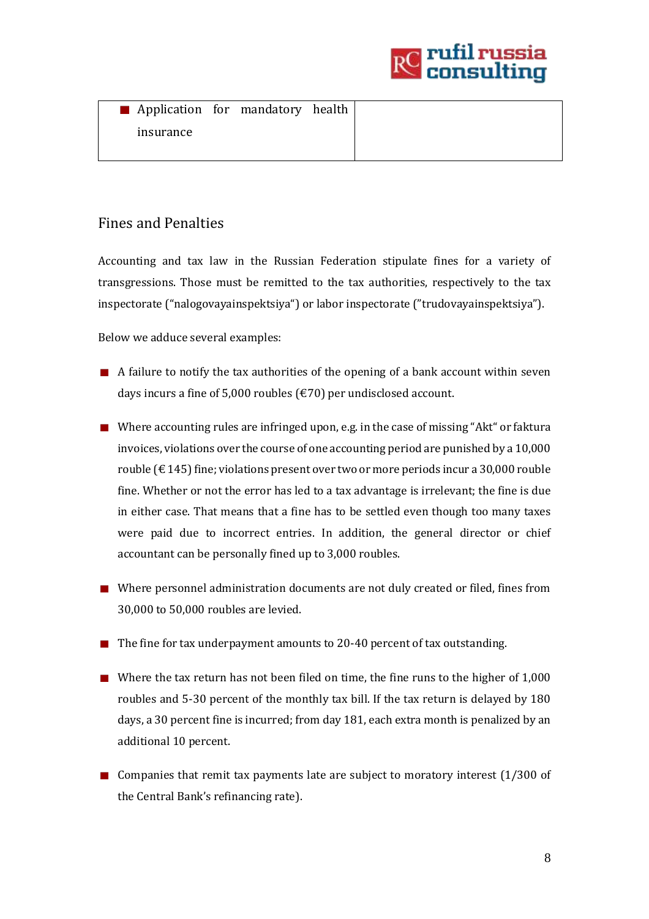| Application for mandatory health insurance | |
|---|---|

## Fines and Penalties

Accounting and tax law in the Russian Federation stipulate fines for a variety of transgressions. Those must be remitted to the tax authorities, respectively to the tax inspectorate ("nalogovayainspektsiya") or labor inspectorate ("trudovayainspektsiya").

Below we adduce several examples:

- A failure to notify the tax authorities of the opening of a bank account within seven days incurs a fine of 5,000 roubles (€70) per undisclosed account.
- Where accounting rules are infringed upon, e.g. in the case of missing "Akt" or faktura invoices, violations over the course of one accounting period are punished by a 10,000 rouble (€ 145) fine; violations present over two or more periods incur a 30,000 rouble fine. Whether or not the error has led to a tax advantage is irrelevant; the fine is due in either case. That means that a fine has to be settled even though too many taxes were paid due to incorrect entries. In addition, the general director or chief accountant can be personally fined up to 3,000 roubles.
- Where personnel administration documents are not duly created or filed, fines from 30,000 to 50,000 roubles are levied.
- The fine for tax underpayment amounts to 20-40 percent of tax outstanding.
- Where the tax return has not been filed on time, the fine runs to the higher of 1,000 roubles and 5-30 percent of the monthly tax bill. If the tax return is delayed by 180 days, a 30 percent fine is incurred; from day 181, each extra month is penalized by an additional 10 percent.
- Companies that remit tax payments late are subject to moratory interest (1/300 of the Central Bank's refinancing rate).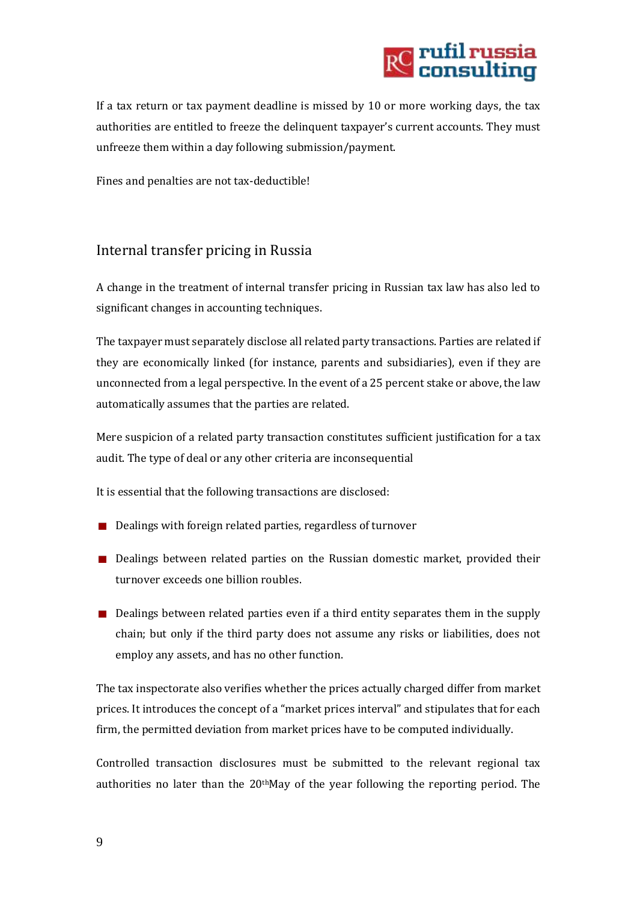If a tax return or tax payment deadline is missed by 10 or more working days, the tax authorities are entitled to freeze the delinquent taxpayer's current accounts. They must unfreeze them within a day following submission/payment.

Fines and penalties are not tax-deductible!

## Internal transfer pricing in Russia

A change in the treatment of internal transfer pricing in Russian tax law has also led to significant changes in accounting techniques.

The taxpayer must separately disclose all related party transactions. Parties are related if they are economically linked (for instance, parents and subsidiaries), even if they are unconnected from a legal perspective. In the event of a 25 percent stake or above, the law automatically assumes that the parties are related.

Mere suspicion of a related party transaction constitutes sufficient justification for a tax audit. The type of deal or any other criteria are inconsequential

It is essential that the following transactions are disclosed:

- Dealings with foreign related parties, regardless of turnover
- Dealings between related parties on the Russian domestic market, provided their turnover exceeds one billion roubles.
- Dealings between related parties even if a third entity separates them in the supply chain; but only if the third party does not assume any risks or liabilities, does not employ any assets, and has no other function.

The tax inspectorate also verifies whether the prices actually charged differ from market prices. It introduces the concept of a "market prices interval" and stipulates that for each firm, the permitted deviation from market prices have to be computed individually.

Controlled transaction disclosures must be submitted to the relevant regional tax authorities no later than the 20th May of the year following the reporting period. The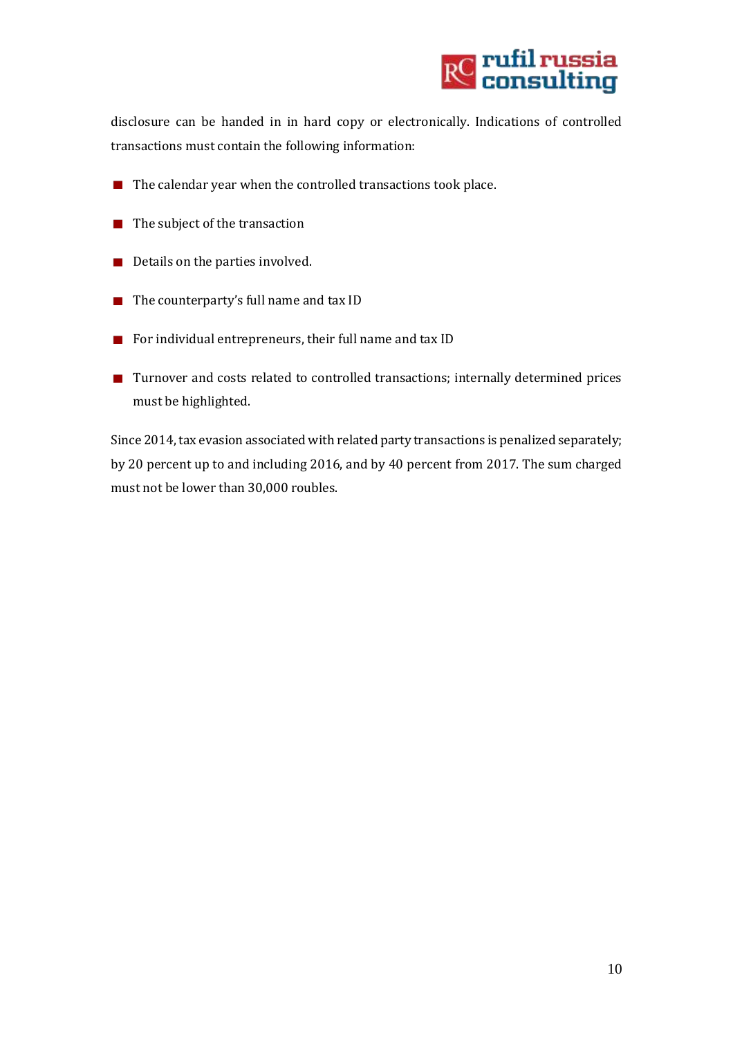disclosure can be handed in in hard copy or electronically. Indications of controlled transactions must contain the following information:

- The calendar year when the controlled transactions took place.
- The subject of the transaction
- Details on the parties involved.
- The counterparty's full name and tax ID
- For individual entrepreneurs, their full name and tax ID
- Turnover and costs related to controlled transactions; internally determined prices must be highlighted.

Since 2014, tax evasion associated with related party transactions is penalized separately; by 20 percent up to and including 2016, and by 40 percent from 2017. The sum charged must not be lower than 30,000 roubles.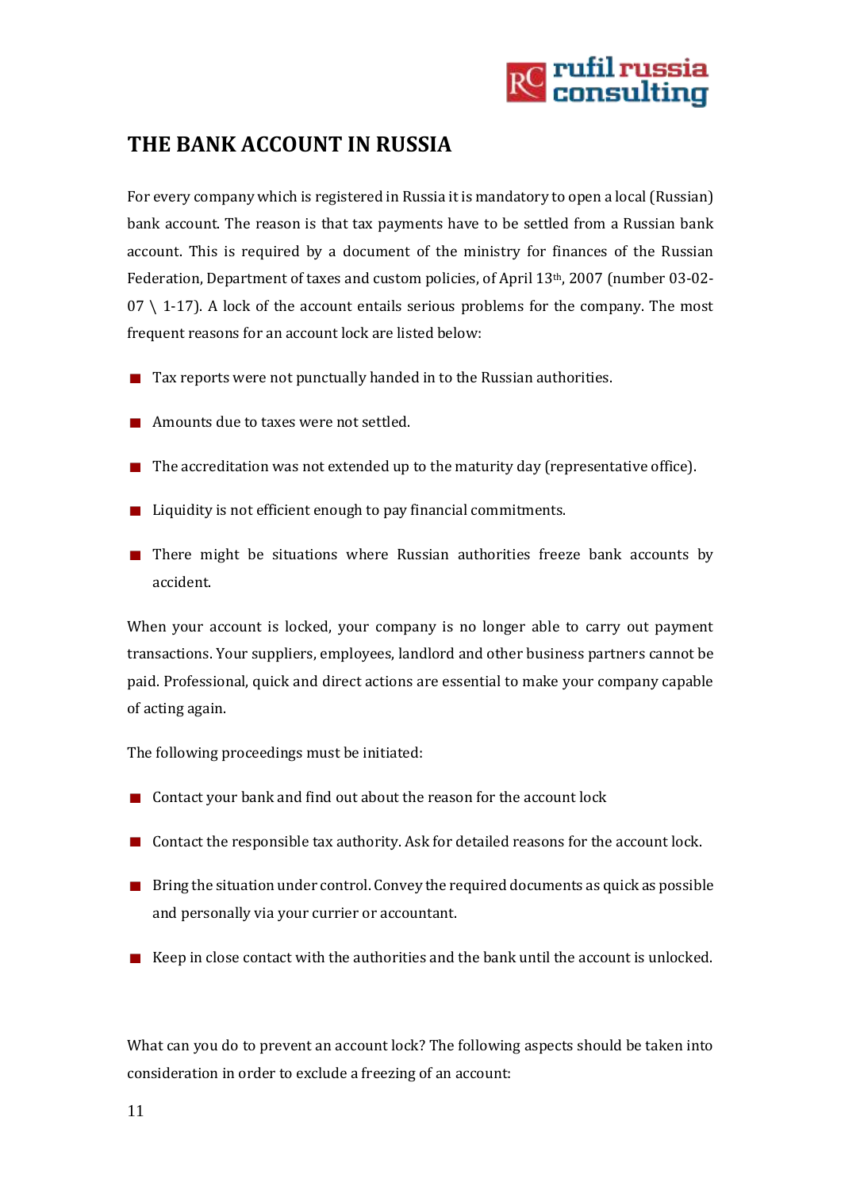# THE BANK ACCOUNT IN RUSSIA

For every company which is registered in Russia it is mandatory to open a local (Russian) bank account. The reason is that tax payments have to be settled from a Russian bank account. This is required by a document of the ministry for finances of the Russian Federation, Department of taxes and custom policies, of April 13th, 2007 (number 03-02-07 \ 1-17). A lock of the account entails serious problems for the company. The most frequent reasons for an account lock are listed below:

- Tax reports were not punctually handed in to the Russian authorities.
- Amounts due to taxes were not settled.
- The accreditation was not extended up to the maturity day (representative office).
- Liquidity is not efficient enough to pay financial commitments.
- There might be situations where Russian authorities freeze bank accounts by accident.

When your account is locked, your company is no longer able to carry out payment transactions. Your suppliers, employees, landlord and other business partners cannot be paid. Professional, quick and direct actions are essential to make your company capable of acting again.

The following proceedings must be initiated:

- Contact your bank and find out about the reason for the account lock
- Contact the responsible tax authority. Ask for detailed reasons for the account lock.
- Bring the situation under control. Convey the required documents as quick as possible and personally via your currier or accountant.
- Keep in close contact with the authorities and the bank until the account is unlocked.

What can you do to prevent an account lock? The following aspects should be taken into consideration in order to exclude a freezing of an account: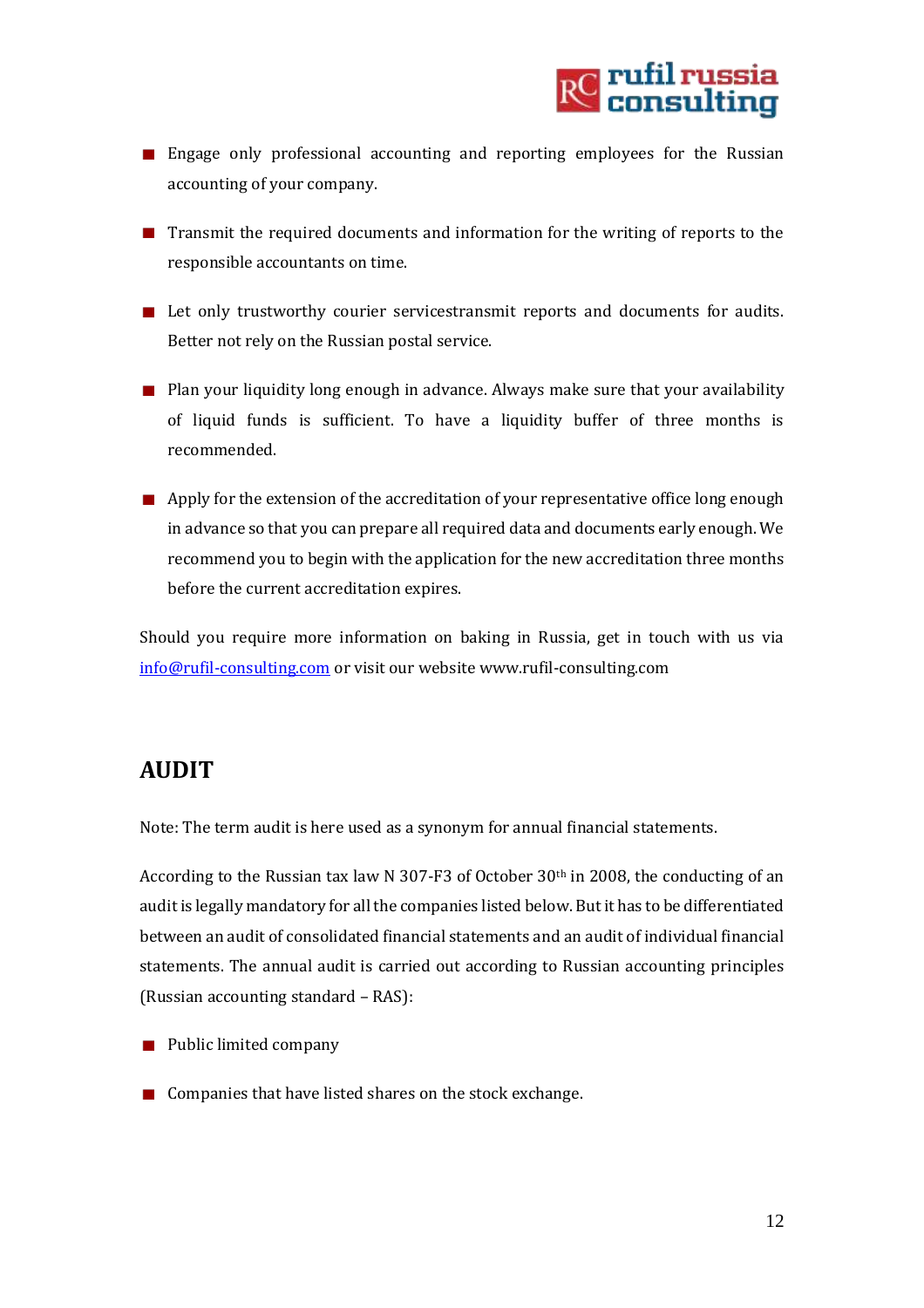- Engage only professional accounting and reporting employees for the Russian accounting of your company.
- Transmit the required documents and information for the writing of reports to the responsible accountants on time.
- Let only trustworthy courier servicestransmit reports and documents for audits. Better not rely on the Russian postal service.
- Plan your liquidity long enough in advance. Always make sure that your availability of liquid funds is sufficient. To have a liquidity buffer of three months is recommended.
- Apply for the extension of the accreditation of your representative office long enough in advance so that you can prepare all required data and documents early enough. We recommend you to begin with the application for the new accreditation three months before the current accreditation expires.

Should you require more information on baking in Russia, get in touch with us via [info@rufil-consulting.com](mailto:info@rufil-consulting.com) or visit our website www.rufil-consulting.com

## AUDIT

Note: The term audit is here used as a synonym for annual financial statements.

According to the Russian tax law N 307-F3 of October 30th in 2008, the conducting of an audit is legally mandatory for all the companies listed below. But it has to be differentiated between an audit of consolidated financial statements and an audit of individual financial statements. The annual audit is carried out according to Russian accounting principles (Russian accounting standard – RAS):

- Public limited company
- Companies that have listed shares on the stock exchange.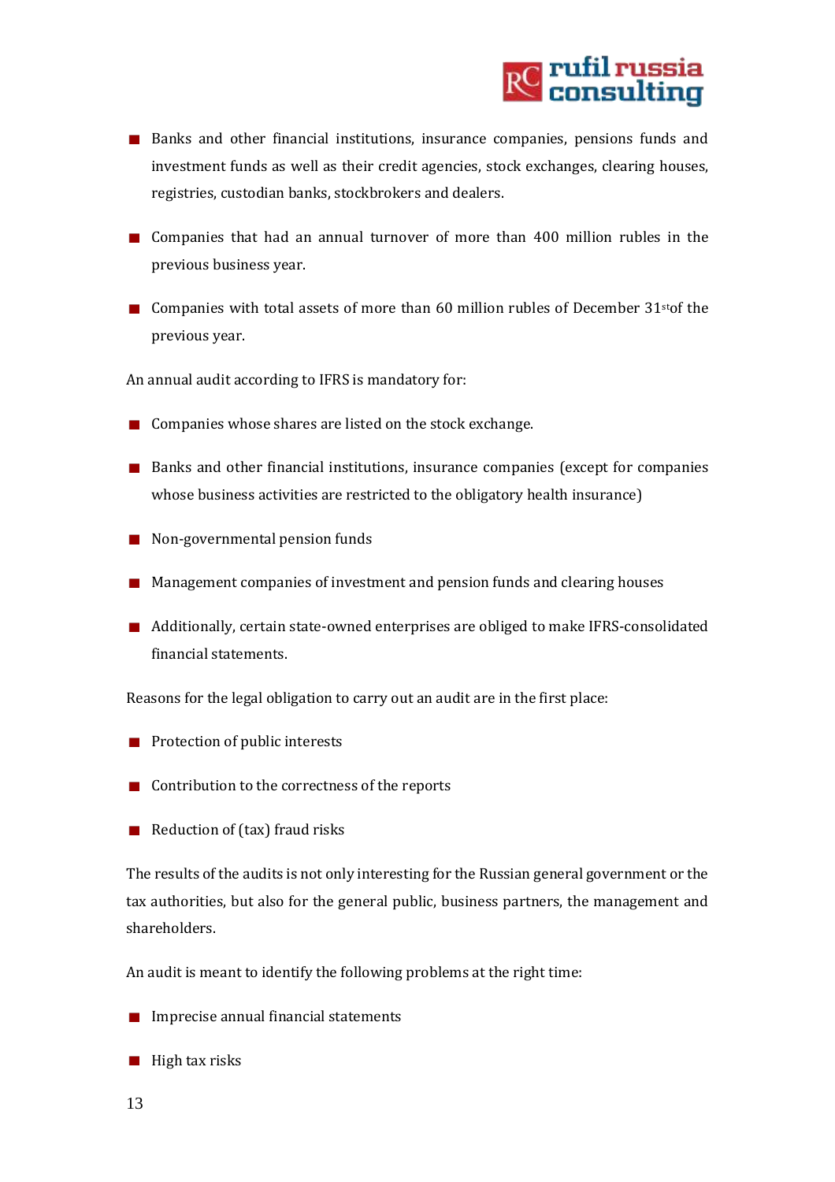- Banks and other financial institutions, insurance companies, pensions funds and investment funds as well as their credit agencies, stock exchanges, clearing houses, registries, custodian banks, stockbrokers and dealers.
- Companies that had an annual turnover of more than 400 million rubles in the previous business year.
- Companies with total assets of more than 60 million rubles of December 31st of the previous year.

An annual audit according to IFRS is mandatory for:

- Companies whose shares are listed on the stock exchange.
- Banks and other financial institutions, insurance companies (except for companies whose business activities are restricted to the obligatory health insurance)
- Non-governmental pension funds
- Management companies of investment and pension funds and clearing houses
- Additionally, certain state-owned enterprises are obliged to make IFRS-consolidated financial statements.

Reasons for the legal obligation to carry out an audit are in the first place:

- Protection of public interests
- Contribution to the correctness of the reports
- Reduction of (tax) fraud risks

The results of the audits is not only interesting for the Russian general government or the tax authorities, but also for the general public, business partners, the management and shareholders.

An audit is meant to identify the following problems at the right time:

- Imprecise annual financial statements
- High tax risks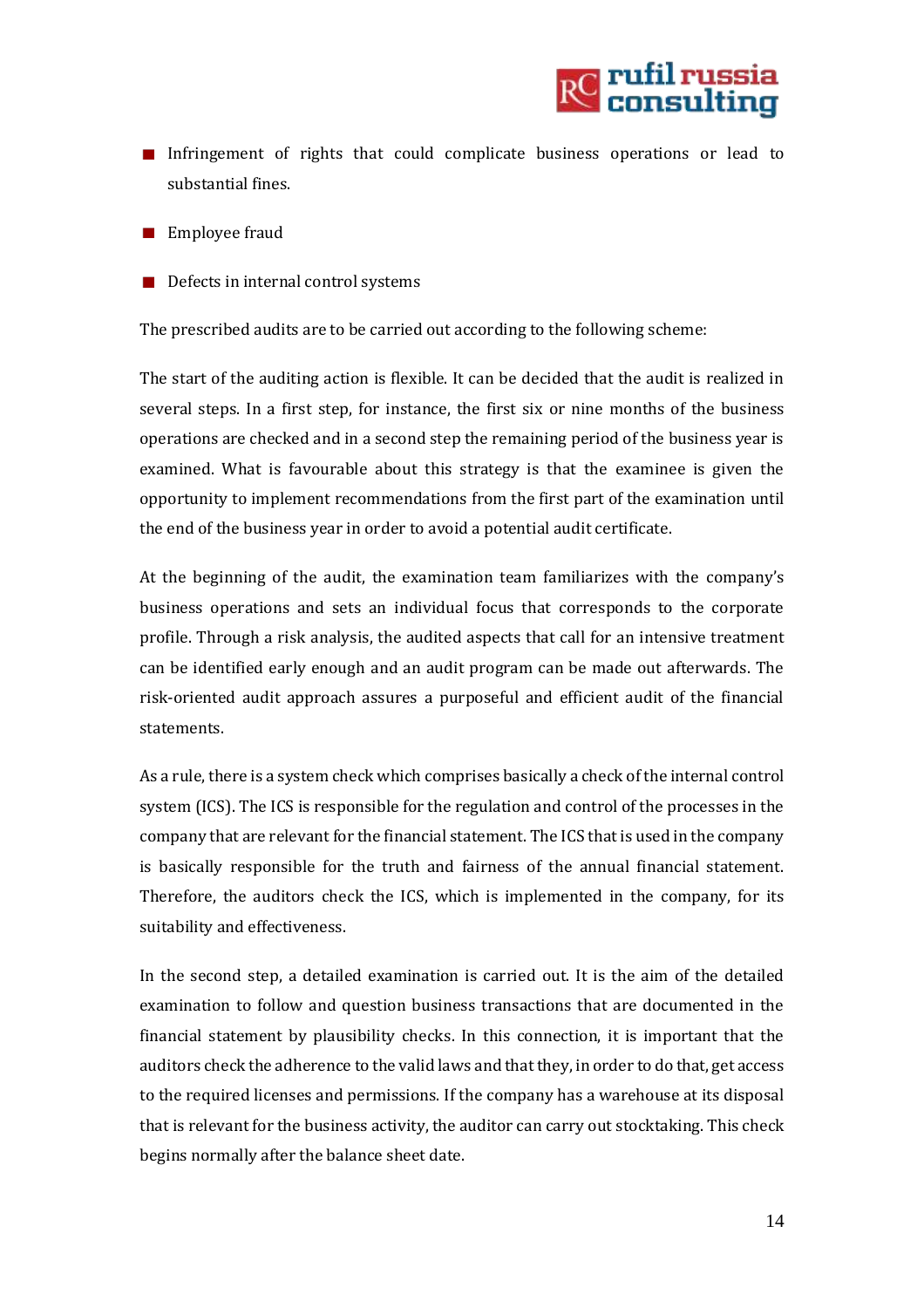- Infringement of rights that could complicate business operations or lead to substantial fines.
- Employee fraud
- Defects in internal control systems

The prescribed audits are to be carried out according to the following scheme:

The start of the auditing action is flexible. It can be decided that the audit is realized in several steps. In a first step, for instance, the first six or nine months of the business operations are checked and in a second step the remaining period of the business year is examined. What is favourable about this strategy is that the examinee is given the opportunity to implement recommendations from the first part of the examination until the end of the business year in order to avoid a potential audit certificate.

At the beginning of the audit, the examination team familiarizes with the company's business operations and sets an individual focus that corresponds to the corporate profile. Through a risk analysis, the audited aspects that call for an intensive treatment can be identified early enough and an audit program can be made out afterwards. The risk-oriented audit approach assures a purposeful and efficient audit of the financial statements.

As a rule, there is a system check which comprises basically a check of the internal control system (ICS). The ICS is responsible for the regulation and control of the processes in the company that are relevant for the financial statement. The ICS that is used in the company is basically responsible for the truth and fairness of the annual financial statement. Therefore, the auditors check the ICS, which is implemented in the company, for its suitability and effectiveness.

In the second step, a detailed examination is carried out. It is the aim of the detailed examination to follow and question business transactions that are documented in the financial statement by plausibility checks. In this connection, it is important that the auditors check the adherence to the valid laws and that they, in order to do that, get access to the required licenses and permissions. If the company has a warehouse at its disposal that is relevant for the business activity, the auditor can carry out stocktaking. This check begins normally after the balance sheet date.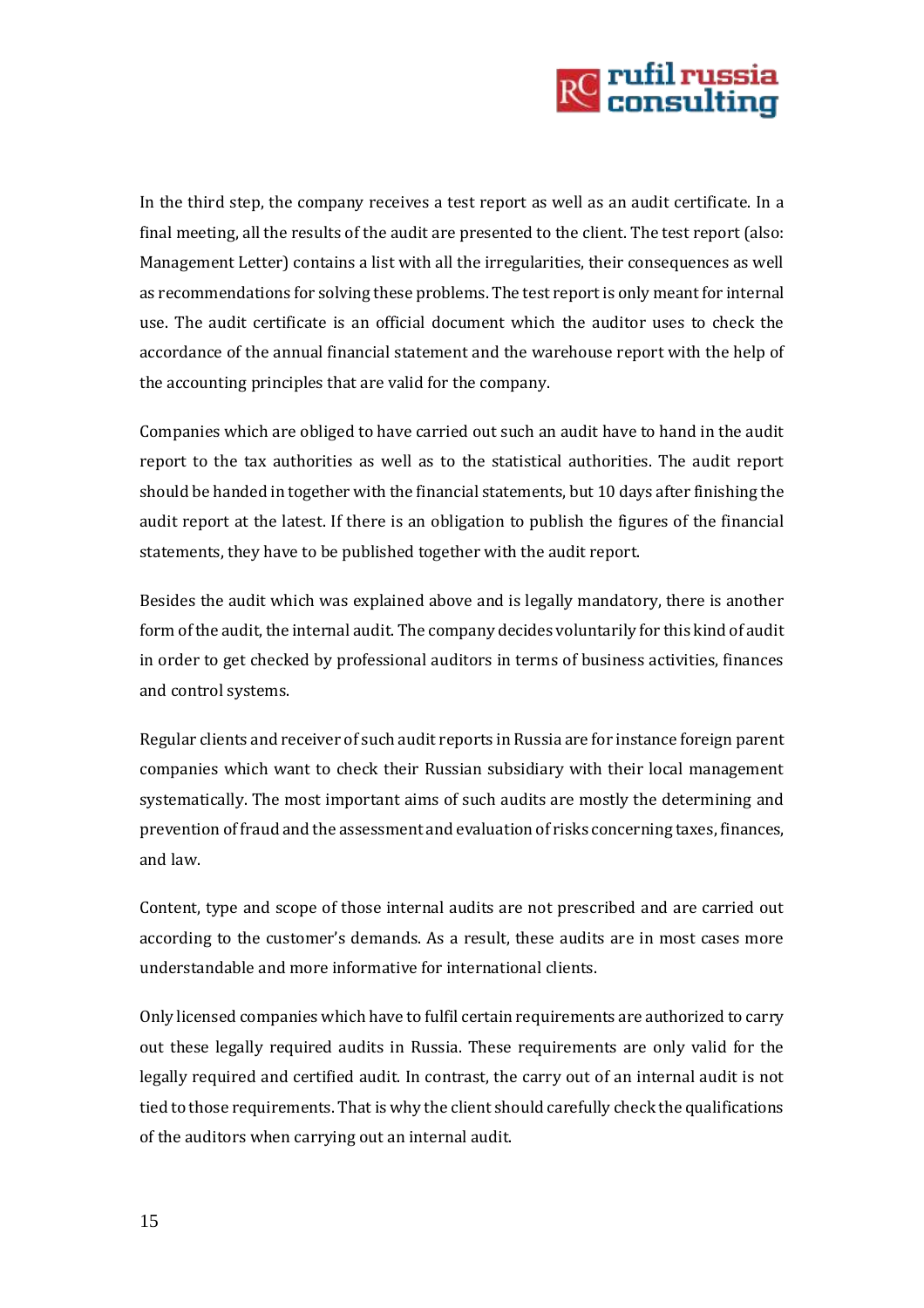In the third step, the company receives a test report as well as an audit certificate. In a final meeting, all the results of the audit are presented to the client. The test report (also: Management Letter) contains a list with all the irregularities, their consequences as well as recommendations for solving these problems. The test report is only meant for internal use. The audit certificate is an official document which the auditor uses to check the accordance of the annual financial statement and the warehouse report with the help of the accounting principles that are valid for the company.

Companies which are obliged to have carried out such an audit have to hand in the audit report to the tax authorities as well as to the statistical authorities. The audit report should be handed in together with the financial statements, but 10 days after finishing the audit report at the latest. If there is an obligation to publish the figures of the financial statements, they have to be published together with the audit report.

Besides the audit which was explained above and is legally mandatory, there is another form of the audit, the internal audit. The company decides voluntarily for this kind of audit in order to get checked by professional auditors in terms of business activities, finances and control systems.

Regular clients and receiver of such audit reports in Russia are for instance foreign parent companies which want to check their Russian subsidiary with their local management systematically. The most important aims of such audits are mostly the determining and prevention of fraud and the assessment and evaluation of risks concerning taxes, finances, and law.

Content, type and scope of those internal audits are not prescribed and are carried out according to the customer's demands. As a result, these audits are in most cases more understandable and more informative for international clients.

Only licensed companies which have to fulfil certain requirements are authorized to carry out these legally required audits in Russia. These requirements are only valid for the legally required and certified audit. In contrast, the carry out of an internal audit is not tied to those requirements. That is why the client should carefully check the qualifications of the auditors when carrying out an internal audit.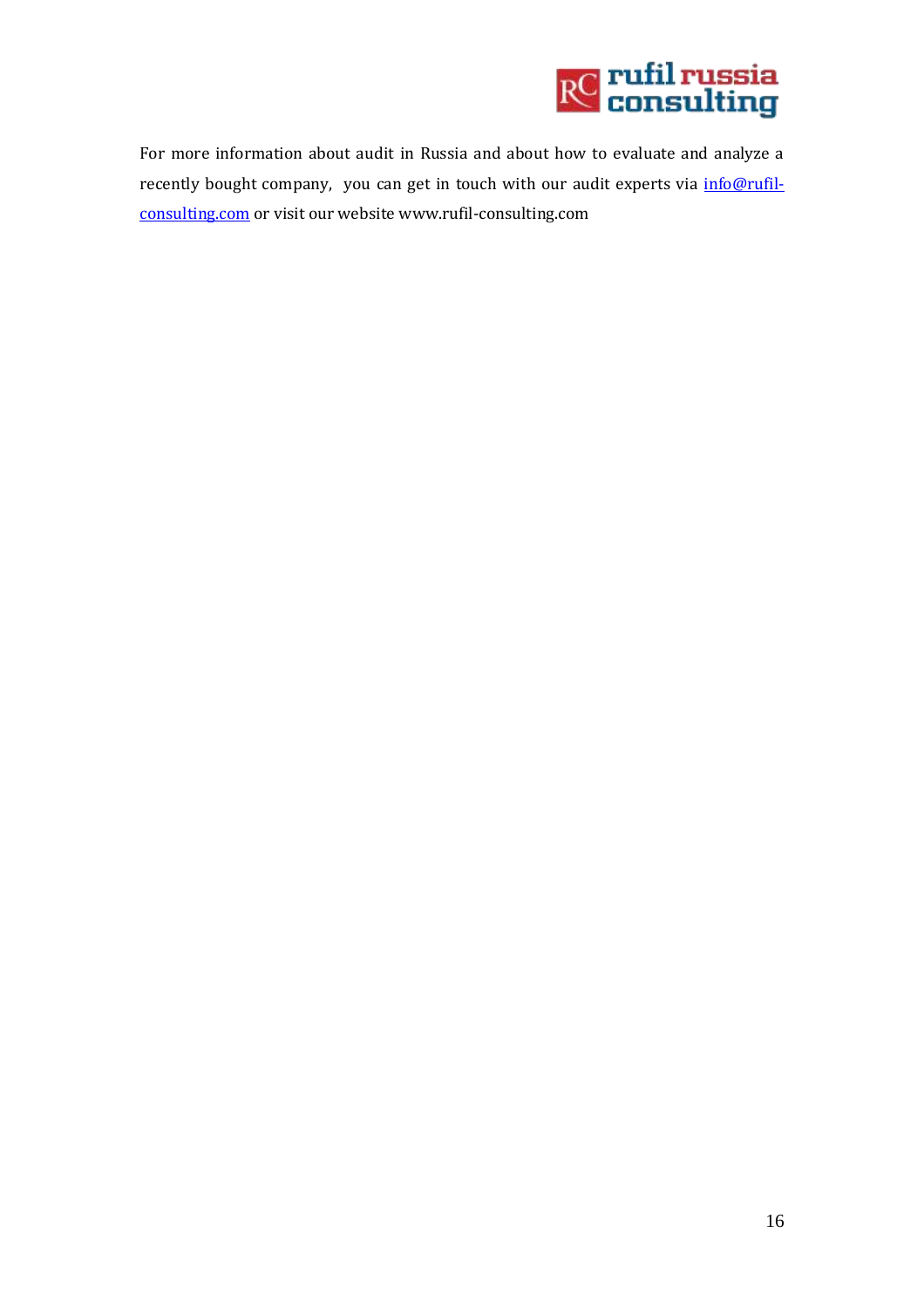For more information about audit in Russia and about how to evaluate and analyze a recently bought company, you can get in touch with our audit experts via [info@rufil-consulting.com](mailto:info@rufil-consulting.com) or visit our website www.rufil-consulting.com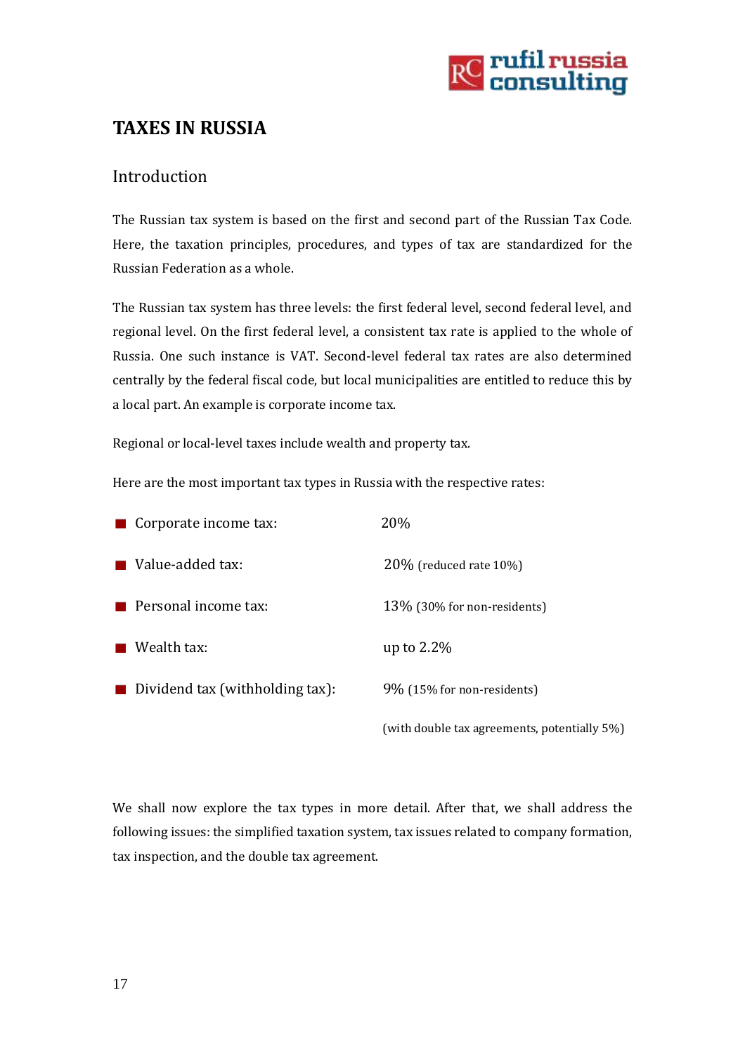## TAXES IN RUSSIA

### Introduction

The Russian tax system is based on the first and second part of the Russian Tax Code. Here, the taxation principles, procedures, and types of tax are standardized for the Russian Federation as a whole.

The Russian tax system has three levels: the first federal level, second federal level, and regional level. On the first federal level, a consistent tax rate is applied to the whole of Russia. One such instance is VAT. Second-level federal tax rates are also determined centrally by the federal fiscal code, but local municipalities are entitled to reduce this by a local part. An example is corporate income tax.

Regional or local-level taxes include wealth and property tax.

Here are the most important tax types in Russia with the respective rates:

- Corporate income tax: 20%
- Value-added tax: 20% (reduced rate 10%)
- Personal income tax: 13% (30% for non-residents)
- Wealth tax: up to 2.2%
- Dividend tax (withholding tax): 9% (15% for non-residents) (with double tax agreements, potentially 5%)

We shall now explore the tax types in more detail. After that, we shall address the following issues: the simplified taxation system, tax issues related to company formation, tax inspection, and the double tax agreement.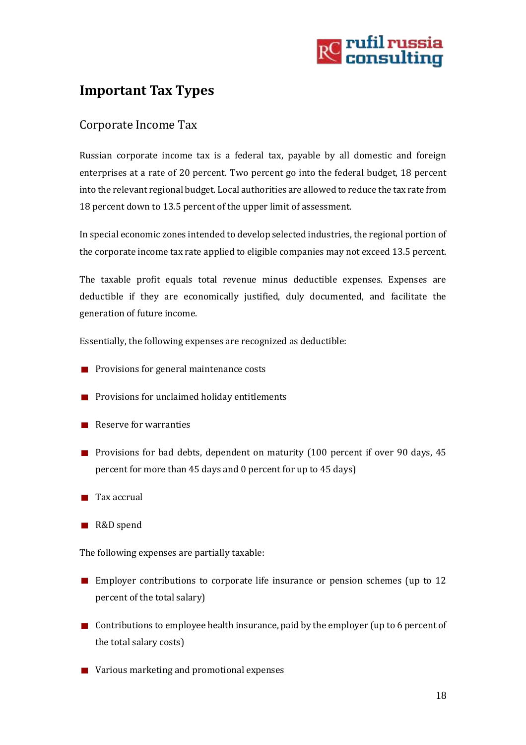# Important Tax Types

## Corporate Income Tax

Russian corporate income tax is a federal tax, payable by all domestic and foreign enterprises at a rate of 20 percent. Two percent go into the federal budget, 18 percent into the relevant regional budget. Local authorities are allowed to reduce the tax rate from 18 percent down to 13.5 percent of the upper limit of assessment.

In special economic zones intended to develop selected industries, the regional portion of the corporate income tax rate applied to eligible companies may not exceed 13.5 percent.

The taxable profit equals total revenue minus deductible expenses. Expenses are deductible if they are economically justified, duly documented, and facilitate the generation of future income.

Essentially, the following expenses are recognized as deductible:

- Provisions for general maintenance costs
- Provisions for unclaimed holiday entitlements
- Reserve for warranties
- Provisions for bad debts, dependent on maturity (100 percent if over 90 days, 45 percent for more than 45 days and 0 percent for up to 45 days)
- Tax accrual
- R&D spend

The following expenses are partially taxable:

- Employer contributions to corporate life insurance or pension schemes (up to 12 percent of the total salary)
- Contributions to employee health insurance, paid by the employer (up to 6 percent of the total salary costs)
- Various marketing and promotional expenses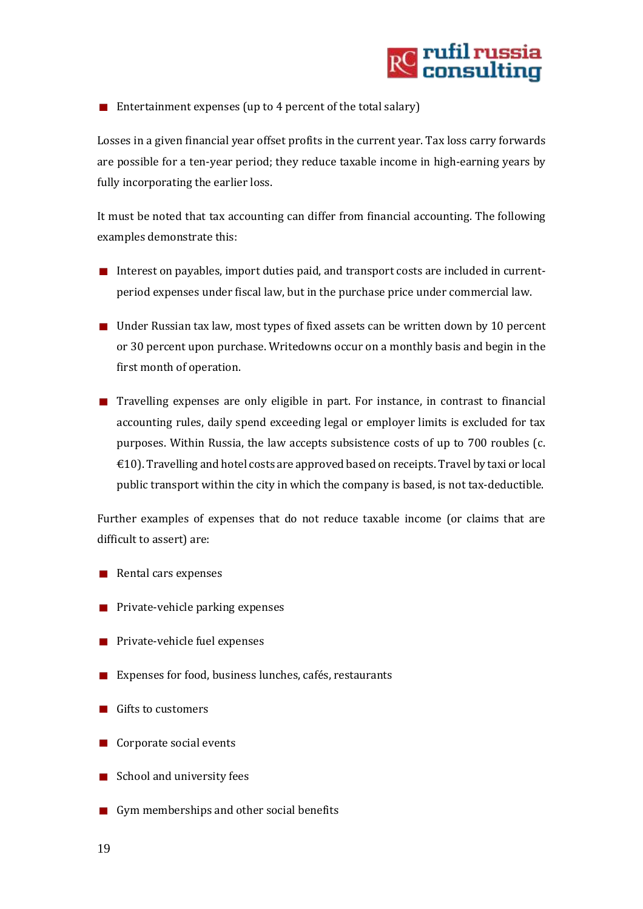- Entertainment expenses (up to 4 percent of the total salary)

Losses in a given financial year offset profits in the current year. Tax loss carry forwards are possible for a ten-year period; they reduce taxable income in high-earning years by fully incorporating the earlier loss.

It must be noted that tax accounting can differ from financial accounting. The following examples demonstrate this:

- Interest on payables, import duties paid, and transport costs are included in current-period expenses under fiscal law, but in the purchase price under commercial law.
- Under Russian tax law, most types of fixed assets can be written down by 10 percent or 30 percent upon purchase. Writedowns occur on a monthly basis and begin in the first month of operation.
- Travelling expenses are only eligible in part. For instance, in contrast to financial accounting rules, daily spend exceeding legal or employer limits is excluded for tax purposes. Within Russia, the law accepts subsistence costs of up to 700 roubles (c. €10). Travelling and hotel costs are approved based on receipts. Travel by taxi or local public transport within the city in which the company is based, is not tax-deductible.

Further examples of expenses that do not reduce taxable income (or claims that are difficult to assert) are:

- Rental cars expenses
- Private-vehicle parking expenses
- Private-vehicle fuel expenses
- Expenses for food, business lunches, cafés, restaurants
- Gifts to customers
- Corporate social events
- School and university fees
- Gym memberships and other social benefits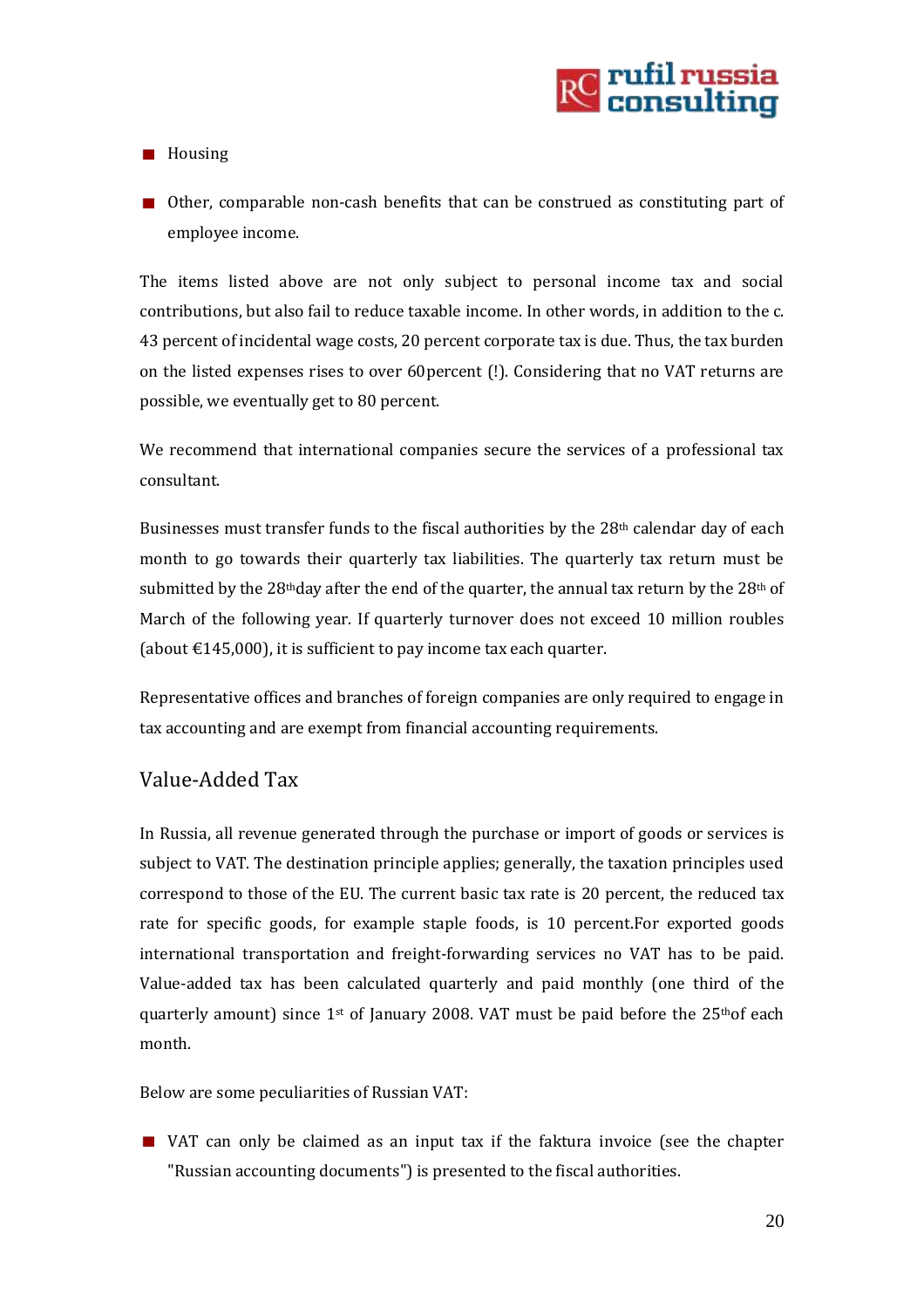- Housing
- Other, comparable non-cash benefits that can be construed as constituting part of employee income.

The items listed above are not only subject to personal income tax and social contributions, but also fail to reduce taxable income. In other words, in addition to the c. 43 percent of incidental wage costs, 20 percent corporate tax is due. Thus, the tax burden on the listed expenses rises to over 60 percent (!). Considering that no VAT returns are possible, we eventually get to 80 percent.

We recommend that international companies secure the services of a professional tax consultant.

Businesses must transfer funds to the fiscal authorities by the 28th calendar day of each month to go towards their quarterly tax liabilities. The quarterly tax return must be submitted by the 28th day after the end of the quarter, the annual tax return by the 28th of March of the following year. If quarterly turnover does not exceed 10 million roubles (about €145,000), it is sufficient to pay income tax each quarter.

Representative offices and branches of foreign companies are only required to engage in tax accounting and are exempt from financial accounting requirements.

## Value-Added Tax

In Russia, all revenue generated through the purchase or import of goods or services is subject to VAT. The destination principle applies; generally, the taxation principles used correspond to those of the EU. The current basic tax rate is 20 percent, the reduced tax rate for specific goods, for example staple foods, is 10 percent.For exported goods international transportation and freight-forwarding services no VAT has to be paid. Value-added tax has been calculated quarterly and paid monthly (one third of the quarterly amount) since 1st of January 2008. VAT must be paid before the 25th of each month.

Below are some peculiarities of Russian VAT:

- VAT can only be claimed as an input tax if the faktura invoice (see the chapter "Russian accounting documents") is presented to the fiscal authorities.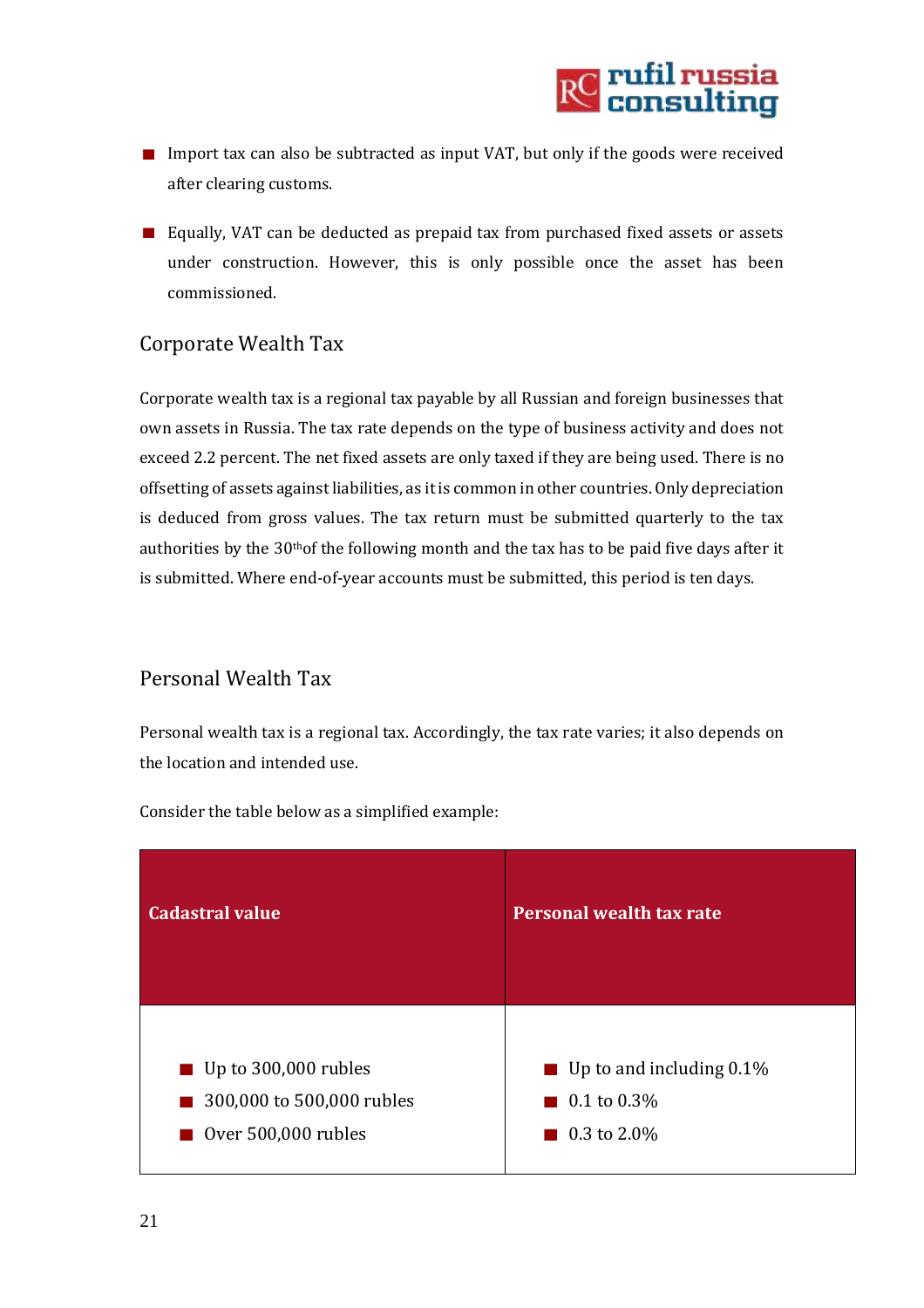- Import tax can also be subtracted as input VAT, but only if the goods were received after clearing customs.
- Equally, VAT can be deducted as prepaid tax from purchased fixed assets or assets under construction. However, this is only possible once the asset has been commissioned.

## Corporate Wealth Tax

Corporate wealth tax is a regional tax payable by all Russian and foreign businesses that own assets in Russia. The tax rate depends on the type of business activity and does not exceed 2.2 percent. The net fixed assets are only taxed if they are being used. There is no offsetting of assets against liabilities, as it is common in other countries. Only depreciation is deduced from gross values. The tax return must be submitted quarterly to the tax authorities by the 30th of the following month and the tax has to be paid five days after it is submitted. Where end-of-year accounts must be submitted, this period is ten days.

## Personal Wealth Tax

Personal wealth tax is a regional tax. Accordingly, the tax rate varies; it also depends on the location and intended use.

Consider the table below as a simplified example:

| Cadastral value | Personal wealth tax rate |
|---|---|
| Up to 300,000 rubles | Up to and including 0.1% |
| 300,000 to 500,000 rubles | 0.1 to 0.3% |
| Over 500,000 rubles | 0.3 to 2.0% |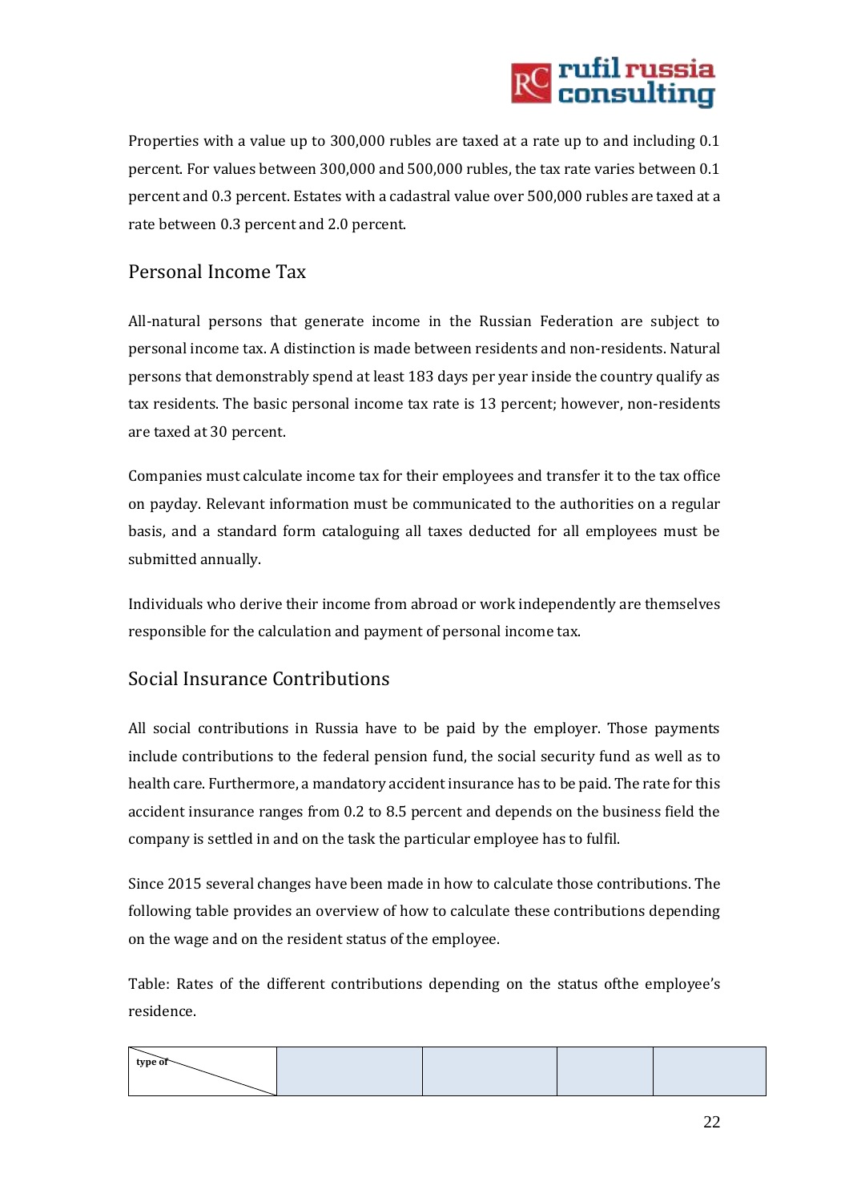Properties with a value up to 300,000 rubles are taxed at a rate up to and including 0.1 percent. For values between 300,000 and 500,000 rubles, the tax rate varies between 0.1 percent and 0.3 percent. Estates with a cadastral value over 500,000 rubles are taxed at a rate between 0.3 percent and 2.0 percent.

## Personal Income Tax

All-natural persons that generate income in the Russian Federation are subject to personal income tax. A distinction is made between residents and non-residents. Natural persons that demonstrably spend at least 183 days per year inside the country qualify as tax residents. The basic personal income tax rate is 13 percent; however, non-residents are taxed at 30 percent.

Companies must calculate income tax for their employees and transfer it to the tax office on payday. Relevant information must be communicated to the authorities on a regular basis, and a standard form cataloguing all taxes deducted for all employees must be submitted annually.

Individuals who derive their income from abroad or work independently are themselves responsible for the calculation and payment of personal income tax.

## Social Insurance Contributions

All social contributions in Russia have to be paid by the employer. Those payments include contributions to the federal pension fund, the social security fund as well as to health care. Furthermore, a mandatory accident insurance has to be paid. The rate for this accident insurance ranges from 0.2 to 8.5 percent and depends on the business field the company is settled in and on the task the particular employee has to fulfil.

Since 2015 several changes have been made in how to calculate those contributions. The following table provides an overview of how to calculate these contributions depending on the wage and on the resident status of the employee.

Table: Rates of the different contributions depending on the status ofthe employee's residence.

| type of | | | | |
|---|---|---|---|---|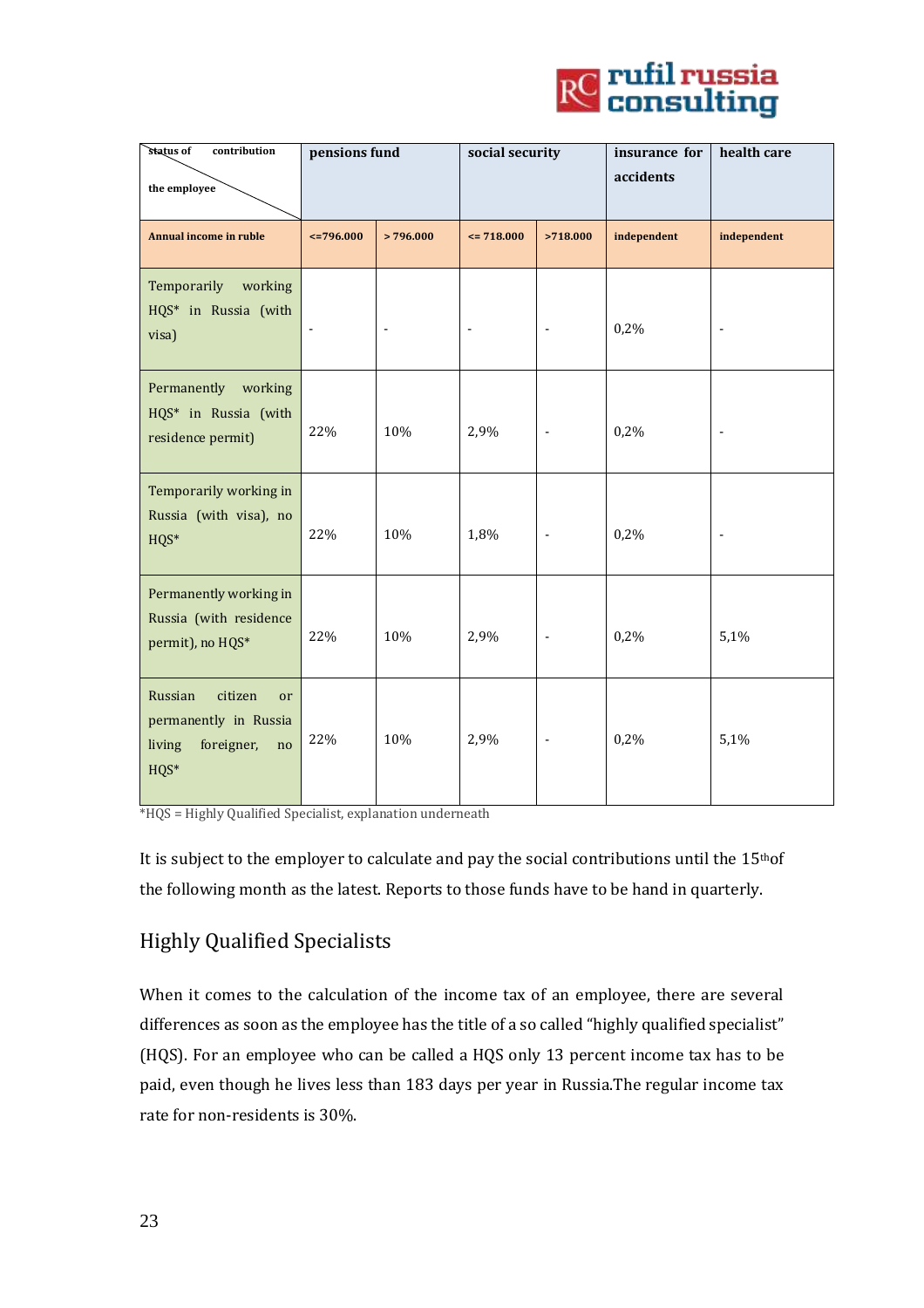| status of the employee / contribution | pensions fund | | social security | | insurance for accidents | health care |
|---|---|---|---|---|---|---|
| **Annual income in ruble** | **<=796.000** | **> 796.000** | **<= 718.000** | **>718.000** | **independent** | **independent** |
| Temporarily working HQS* in Russia (with visa) | - | - | - | - | 0,2% | - |
| Permanently working HQS* in Russia (with residence permit) | 22% | 10% | 2,9% | - | 0,2% | - |
| Temporarily working in Russia (with visa), no HQS* | 22% | 10% | 1,8% | - | 0,2% | - |
| Permanently working in Russia (with residence permit), no HQS* | 22% | 10% | 2,9% | - | 0,2% | 5,1% |
| Russian citizen or permanently in Russia living foreigner, no HQS* | 22% | 10% | 2,9% | - | 0,2% | 5,1% |

*HQS = Highly Qualified Specialist, explanation underneath

It is subject to the employer to calculate and pay the social contributions until the 15th of the following month as the latest. Reports to those funds have to be hand in quarterly.

## Highly Qualified Specialists

When it comes to the calculation of the income tax of an employee, there are several differences as soon as the employee has the title of a so called "highly qualified specialist" (HQS). For an employee who can be called a HQS only 13 percent income tax has to be paid, even though he lives less than 183 days per year in Russia.The regular income tax rate for non-residents is 30%.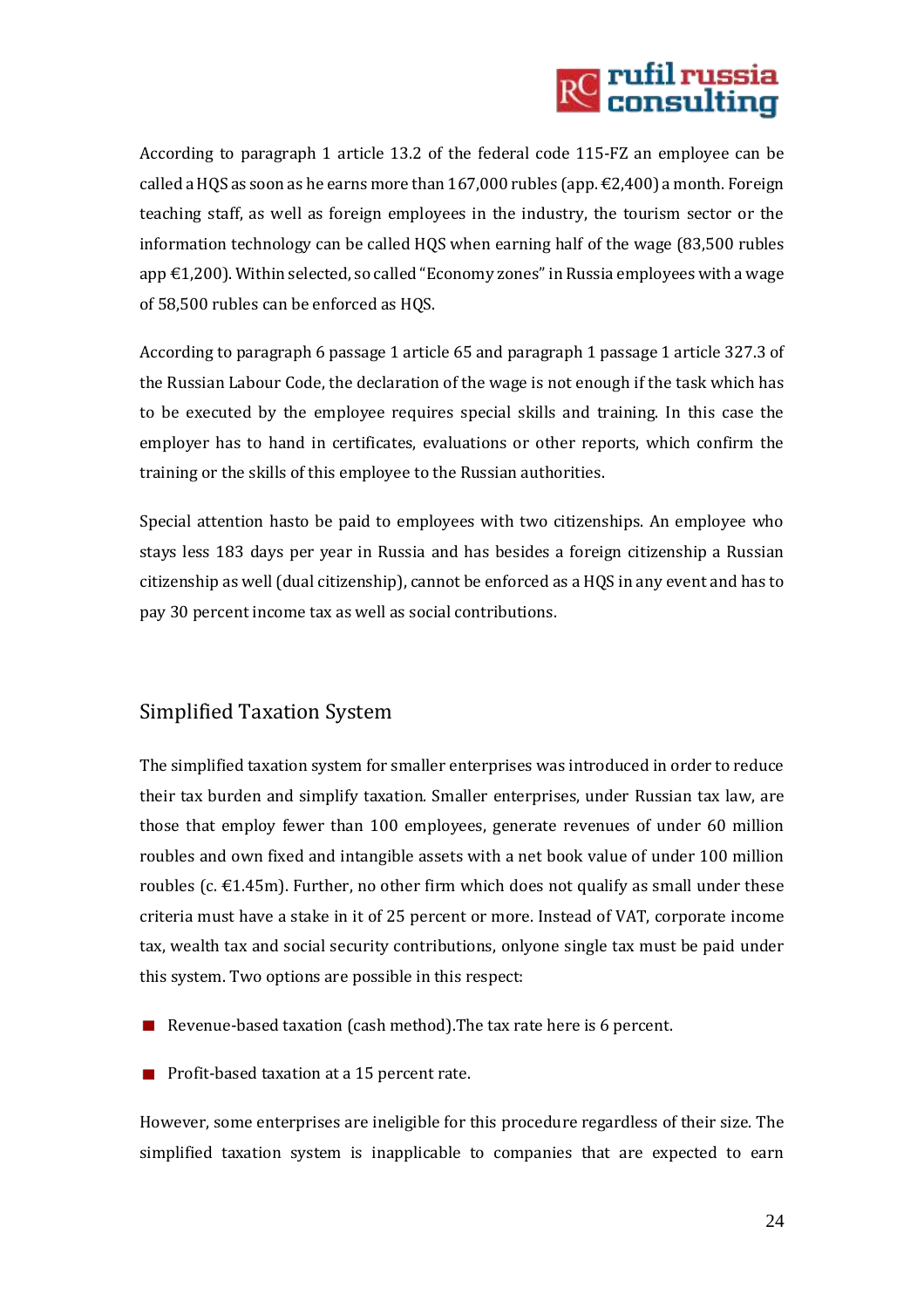According to paragraph 1 article 13.2 of the federal code 115-FZ an employee can be called a HQS as soon as he earns more than 167,000 rubles (app. €2,400) a month. Foreign teaching staff, as well as foreign employees in the industry, the tourism sector or the information technology can be called HQS when earning half of the wage (83,500 rubles app €1,200). Within selected, so called "Economy zones" in Russia employees with a wage of 58,500 rubles can be enforced as HQS.

According to paragraph 6 passage 1 article 65 and paragraph 1 passage 1 article 327.3 of the Russian Labour Code, the declaration of the wage is not enough if the task which has to be executed by the employee requires special skills and training. In this case the employer has to hand in certificates, evaluations or other reports, which confirm the training or the skills of this employee to the Russian authorities.

Special attention hasto be paid to employees with two citizenships. An employee who stays less 183 days per year in Russia and has besides a foreign citizenship a Russian citizenship as well (dual citizenship), cannot be enforced as a HQS in any event and has to pay 30 percent income tax as well as social contributions.

## Simplified Taxation System

The simplified taxation system for smaller enterprises was introduced in order to reduce their tax burden and simplify taxation. Smaller enterprises, under Russian tax law, are those that employ fewer than 100 employees, generate revenues of under 60 million roubles and own fixed and intangible assets with a net book value of under 100 million roubles (c. €1.45m). Further, no other firm which does not qualify as small under these criteria must have a stake in it of 25 percent or more. Instead of VAT, corporate income tax, wealth tax and social security contributions, onlyone single tax must be paid under this system. Two options are possible in this respect:

- Revenue-based taxation (cash method).The tax rate here is 6 percent.
- Profit-based taxation at a 15 percent rate.

However, some enterprises are ineligible for this procedure regardless of their size. The simplified taxation system is inapplicable to companies that are expected to earn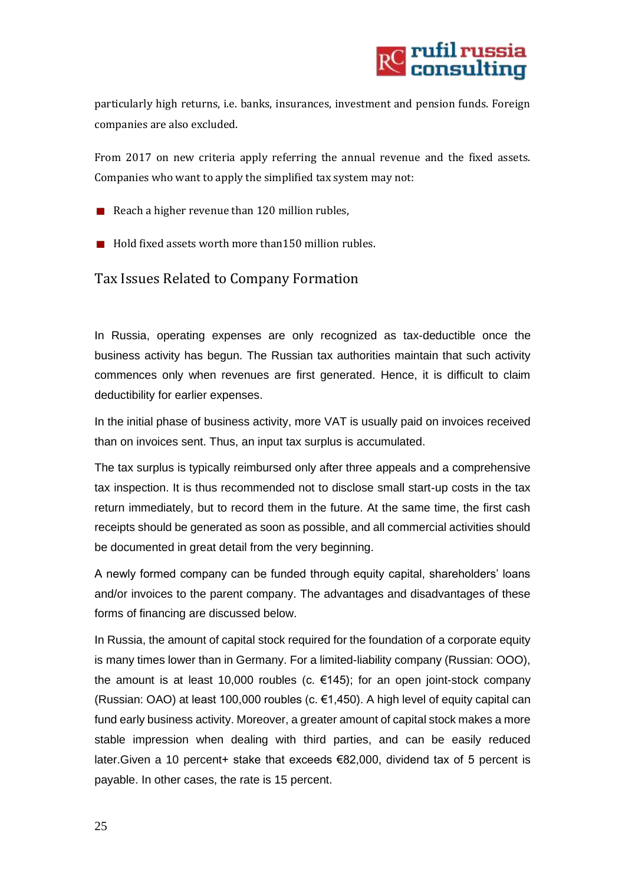particularly high returns, i.e. banks, insurances, investment and pension funds. Foreign companies are also excluded.

From 2017 on new criteria apply referring the annual revenue and the fixed assets. Companies who want to apply the simplified tax system may not:

- Reach a higher revenue than 120 million rubles,
- Hold fixed assets worth more than150 million rubles.

## Tax Issues Related to Company Formation

In Russia, operating expenses are only recognized as tax-deductible once the business activity has begun. The Russian tax authorities maintain that such activity commences only when revenues are first generated. Hence, it is difficult to claim deductibility for earlier expenses.

In the initial phase of business activity, more VAT is usually paid on invoices received than on invoices sent. Thus, an input tax surplus is accumulated.

The tax surplus is typically reimbursed only after three appeals and a comprehensive tax inspection. It is thus recommended not to disclose small start-up costs in the tax return immediately, but to record them in the future. At the same time, the first cash receipts should be generated as soon as possible, and all commercial activities should be documented in great detail from the very beginning.

A newly formed company can be funded through equity capital, shareholders' loans and/or invoices to the parent company. The advantages and disadvantages of these forms of financing are discussed below.

In Russia, the amount of capital stock required for the foundation of a corporate equity is many times lower than in Germany. For a limited-liability company (Russian: OOO), the amount is at least 10,000 roubles (c. €145); for an open joint-stock company (Russian: OAO) at least 100,000 roubles (c. €1,450). A high level of equity capital can fund early business activity. Moreover, a greater amount of capital stock makes a more stable impression when dealing with third parties, and can be easily reduced later.Given a 10 percent+ stake that exceeds €82,000, dividend tax of 5 percent is payable. In other cases, the rate is 15 percent.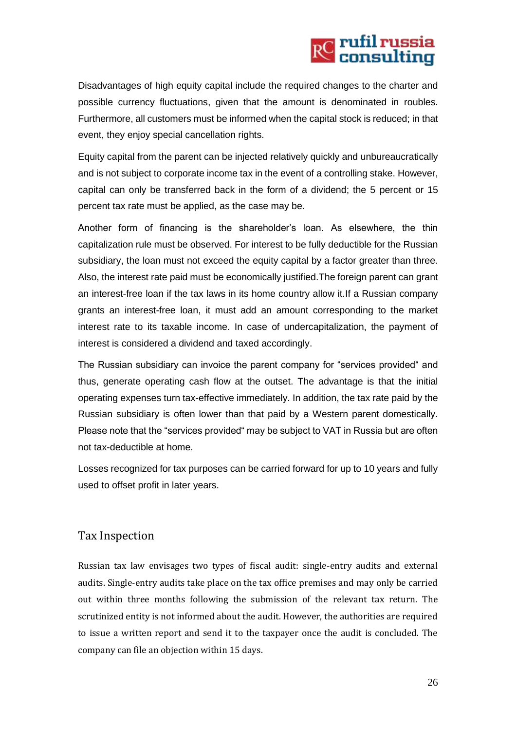Disadvantages of high equity capital include the required changes to the charter and possible currency fluctuations, given that the amount is denominated in roubles. Furthermore, all customers must be informed when the capital stock is reduced; in that event, they enjoy special cancellation rights.

Equity capital from the parent can be injected relatively quickly and unbureaucratically and is not subject to corporate income tax in the event of a controlling stake. However, capital can only be transferred back in the form of a dividend; the 5 percent or 15 percent tax rate must be applied, as the case may be.

Another form of financing is the shareholder's loan. As elsewhere, the thin capitalization rule must be observed. For interest to be fully deductible for the Russian subsidiary, the loan must not exceed the equity capital by a factor greater than three. Also, the interest rate paid must be economically justified.The foreign parent can grant an interest-free loan if the tax laws in its home country allow it.If a Russian company grants an interest-free loan, it must add an amount corresponding to the market interest rate to its taxable income. In case of undercapitalization, the payment of interest is considered a dividend and taxed accordingly.

The Russian subsidiary can invoice the parent company for "services provided" and thus, generate operating cash flow at the outset. The advantage is that the initial operating expenses turn tax-effective immediately. In addition, the tax rate paid by the Russian subsidiary is often lower than that paid by a Western parent domestically. Please note that the "services provided" may be subject to VAT in Russia but are often not tax-deductible at home.

Losses recognized for tax purposes can be carried forward for up to 10 years and fully used to offset profit in later years.

## Tax Inspection

Russian tax law envisages two types of fiscal audit: single-entry audits and external audits. Single-entry audits take place on the tax office premises and may only be carried out within three months following the submission of the relevant tax return. The scrutinized entity is not informed about the audit. However, the authorities are required to issue a written report and send it to the taxpayer once the audit is concluded. The company can file an objection within 15 days.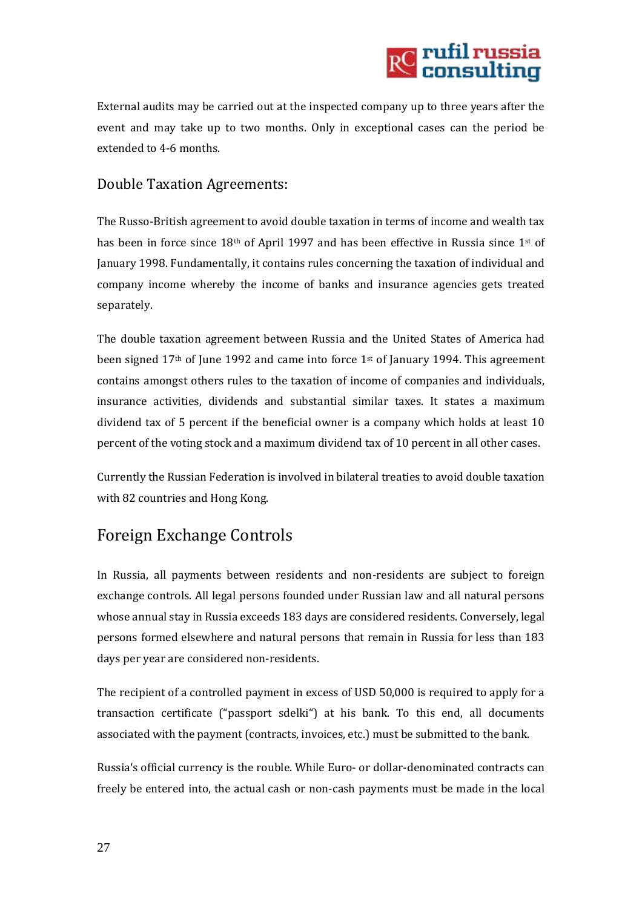External audits may be carried out at the inspected company up to three years after the event and may take up to two months. Only in exceptional cases can the period be extended to 4-6 months.

### Double Taxation Agreements:

The Russo-British agreement to avoid double taxation in terms of income and wealth tax has been in force since 18th of April 1997 and has been effective in Russia since 1st of January 1998. Fundamentally, it contains rules concerning the taxation of individual and company income whereby the income of banks and insurance agencies gets treated separately.

The double taxation agreement between Russia and the United States of America had been signed 17th of June 1992 and came into force 1st of January 1994. This agreement contains amongst others rules to the taxation of income of companies and individuals, insurance activities, dividends and substantial similar taxes. It states a maximum dividend tax of 5 percent if the beneficial owner is a company which holds at least 10 percent of the voting stock and a maximum dividend tax of 10 percent in all other cases.

Currently the Russian Federation is involved in bilateral treaties to avoid double taxation with 82 countries and Hong Kong.

## Foreign Exchange Controls

In Russia, all payments between residents and non-residents are subject to foreign exchange controls. All legal persons founded under Russian law and all natural persons whose annual stay in Russia exceeds 183 days are considered residents. Conversely, legal persons formed elsewhere and natural persons that remain in Russia for less than 183 days per year are considered non-residents.

The recipient of a controlled payment in excess of USD 50,000 is required to apply for a transaction certificate ("passport sdelki") at his bank. To this end, all documents associated with the payment (contracts, invoices, etc.) must be submitted to the bank.

Russia's official currency is the rouble. While Euro- or dollar-denominated contracts can freely be entered into, the actual cash or non-cash payments must be made in the local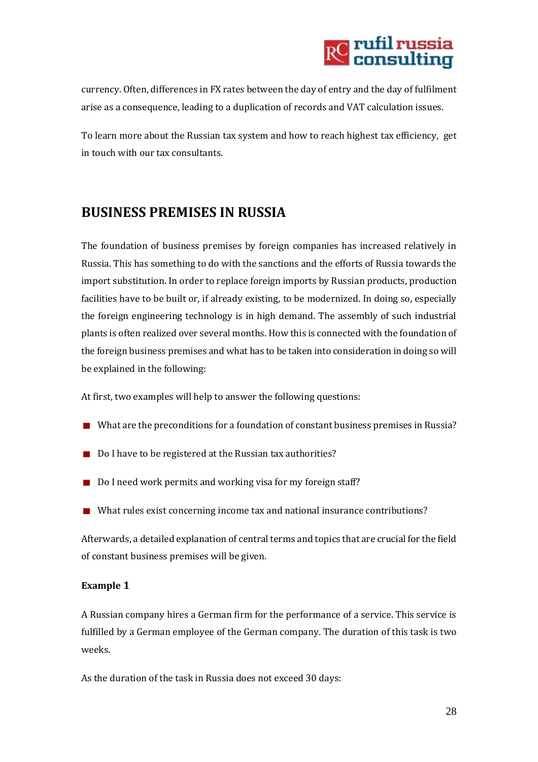currency. Often, differences in FX rates between the day of entry and the day of fulfilment arise as a consequence, leading to a duplication of records and VAT calculation issues.

To learn more about the Russian tax system and how to reach highest tax efficiency, get in touch with our tax consultants.

## BUSINESS PREMISES IN RUSSIA

The foundation of business premises by foreign companies has increased relatively in Russia. This has something to do with the sanctions and the efforts of Russia towards the import substitution. In order to replace foreign imports by Russian products, production facilities have to be built or, if already existing, to be modernized. In doing so, especially the foreign engineering technology is in high demand. The assembly of such industrial plants is often realized over several months. How this is connected with the foundation of the foreign business premises and what has to be taken into consideration in doing so will be explained in the following:

At first, two examples will help to answer the following questions:

- What are the preconditions for a foundation of constant business premises in Russia?
- Do I have to be registered at the Russian tax authorities?
- Do I need work permits and working visa for my foreign staff?
- What rules exist concerning income tax and national insurance contributions?

Afterwards, a detailed explanation of central terms and topics that are crucial for the field of constant business premises will be given.

**Example 1**

A Russian company hires a German firm for the performance of a service. This service is fulfilled by a German employee of the German company. The duration of this task is two weeks.

As the duration of the task in Russia does not exceed 30 days: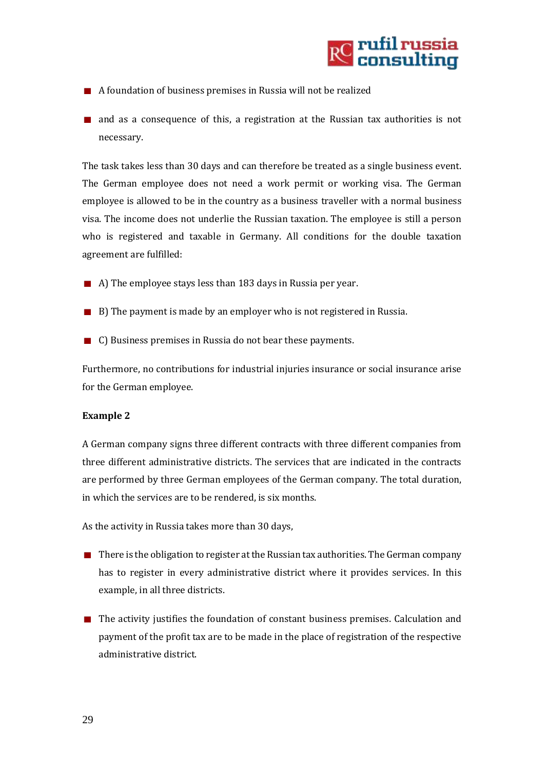- A foundation of business premises in Russia will not be realized
- and as a consequence of this, a registration at the Russian tax authorities is not necessary.

The task takes less than 30 days and can therefore be treated as a single business event. The German employee does not need a work permit or working visa. The German employee is allowed to be in the country as a business traveller with a normal business visa. The income does not underlie the Russian taxation. The employee is still a person who is registered and taxable in Germany. All conditions for the double taxation agreement are fulfilled:

- A) The employee stays less than 183 days in Russia per year.
- B) The payment is made by an employer who is not registered in Russia.
- C) Business premises in Russia do not bear these payments.

Furthermore, no contributions for industrial injuries insurance or social insurance arise for the German employee.

**Example 2**

A German company signs three different contracts with three different companies from three different administrative districts. The services that are indicated in the contracts are performed by three German employees of the German company. The total duration, in which the services are to be rendered, is six months.

As the activity in Russia takes more than 30 days,

- There is the obligation to register at the Russian tax authorities. The German company has to register in every administrative district where it provides services. In this example, in all three districts.
- The activity justifies the foundation of constant business premises. Calculation and payment of the profit tax are to be made in the place of registration of the respective administrative district.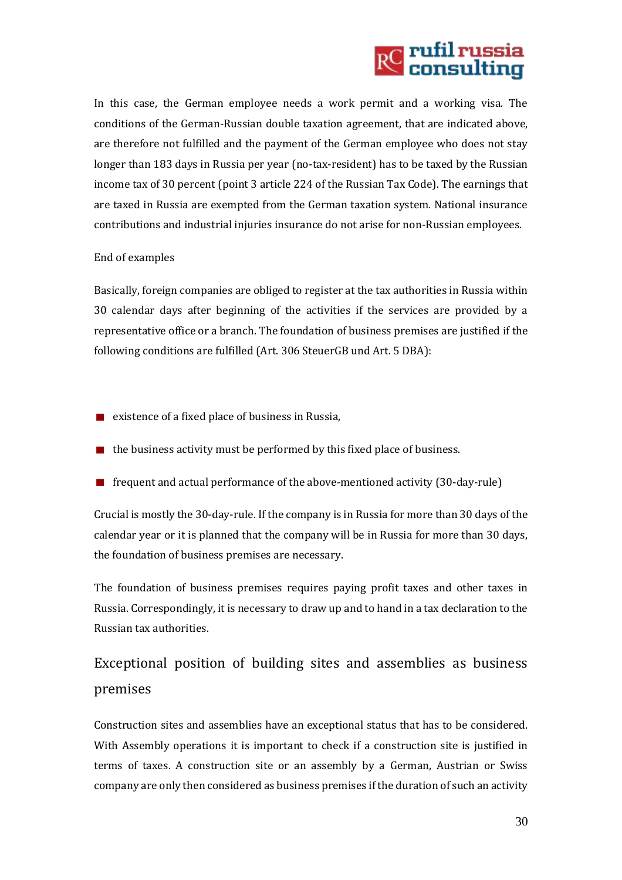In this case, the German employee needs a work permit and a working visa. The conditions of the German-Russian double taxation agreement, that are indicated above, are therefore not fulfilled and the payment of the German employee who does not stay longer than 183 days in Russia per year (no-tax-resident) has to be taxed by the Russian income tax of 30 percent (point 3 article 224 of the Russian Tax Code). The earnings that are taxed in Russia are exempted from the German taxation system. National insurance contributions and industrial injuries insurance do not arise for non-Russian employees.

End of examples

Basically, foreign companies are obliged to register at the tax authorities in Russia within 30 calendar days after beginning of the activities if the services are provided by a representative office or a branch. The foundation of business premises are justified if the following conditions are fulfilled (Art. 306 SteuerGB und Art. 5 DBA):

- existence of a fixed place of business in Russia,
- the business activity must be performed by this fixed place of business.
- frequent and actual performance of the above-mentioned activity (30-day-rule)

Crucial is mostly the 30-day-rule. If the company is in Russia for more than 30 days of the calendar year or it is planned that the company will be in Russia for more than 30 days, the foundation of business premises are necessary.

The foundation of business premises requires paying profit taxes and other taxes in Russia. Correspondingly, it is necessary to draw up and to hand in a tax declaration to the Russian tax authorities.

## Exceptional position of building sites and assemblies as business premises

Construction sites and assemblies have an exceptional status that has to be considered. With Assembly operations it is important to check if a construction site is justified in terms of taxes. A construction site or an assembly by a German, Austrian or Swiss company are only then considered as business premises if the duration of such an activity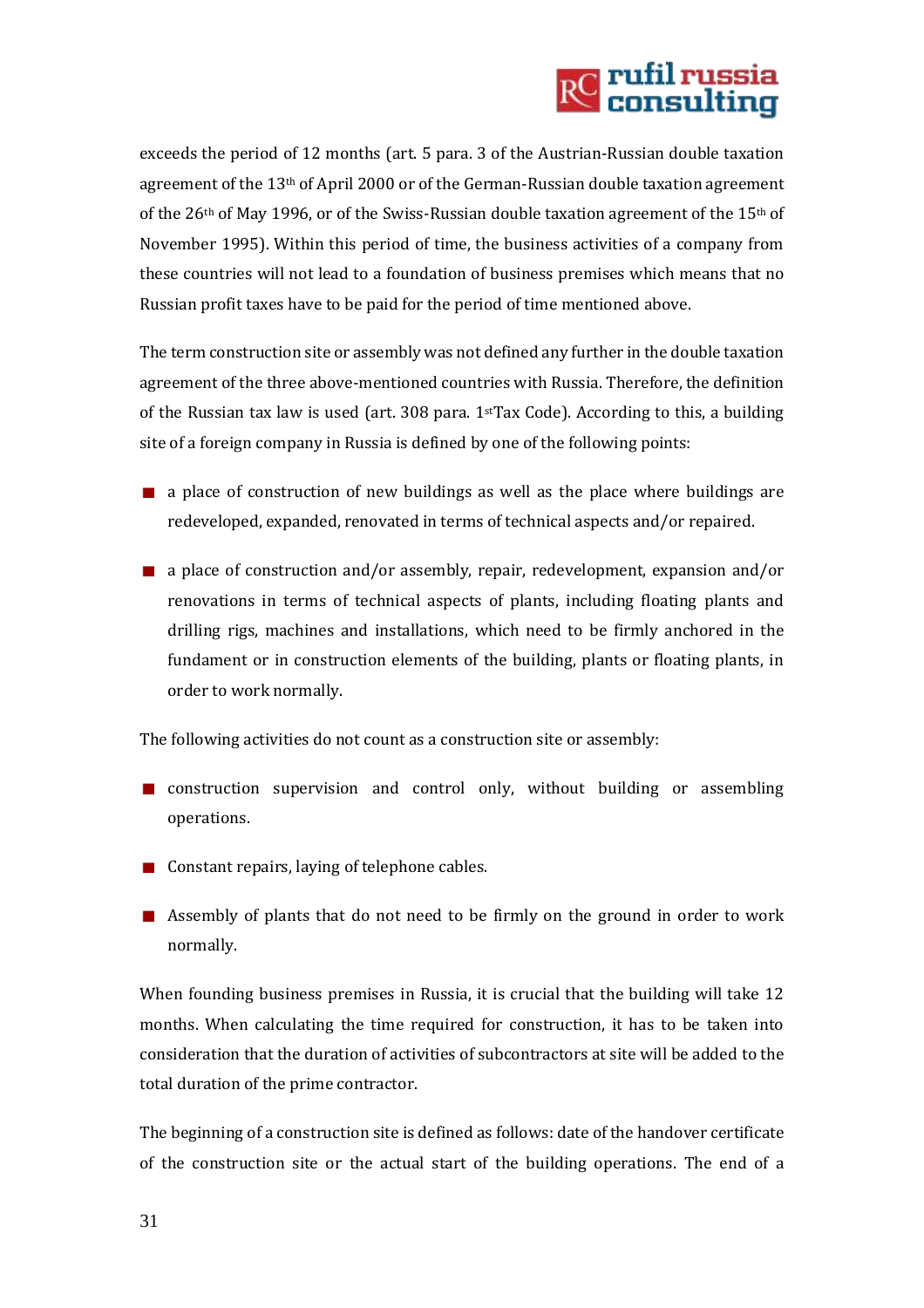exceeds the period of 12 months (art. 5 para. 3 of the Austrian-Russian double taxation agreement of the 13th of April 2000 or of the German-Russian double taxation agreement of the 26th of May 1996, or of the Swiss-Russian double taxation agreement of the 15th of November 1995). Within this period of time, the business activities of a company from these countries will not lead to a foundation of business premises which means that no Russian profit taxes have to be paid for the period of time mentioned above.

The term construction site or assembly was not defined any further in the double taxation agreement of the three above-mentioned countries with Russia. Therefore, the definition of the Russian tax law is used (art. 308 para. 1st Tax Code). According to this, a building site of a foreign company in Russia is defined by one of the following points:

- a place of construction of new buildings as well as the place where buildings are redeveloped, expanded, renovated in terms of technical aspects and/or repaired.
- a place of construction and/or assembly, repair, redevelopment, expansion and/or renovations in terms of technical aspects of plants, including floating plants and drilling rigs, machines and installations, which need to be firmly anchored in the fundament or in construction elements of the building, plants or floating plants, in order to work normally.

The following activities do not count as a construction site or assembly:

- construction supervision and control only, without building or assembling operations.
- Constant repairs, laying of telephone cables.
- Assembly of plants that do not need to be firmly on the ground in order to work normally.

When founding business premises in Russia, it is crucial that the building will take 12 months. When calculating the time required for construction, it has to be taken into consideration that the duration of activities of subcontractors at site will be added to the total duration of the prime contractor.

The beginning of a construction site is defined as follows: date of the handover certificate of the construction site or the actual start of the building operations. The end of a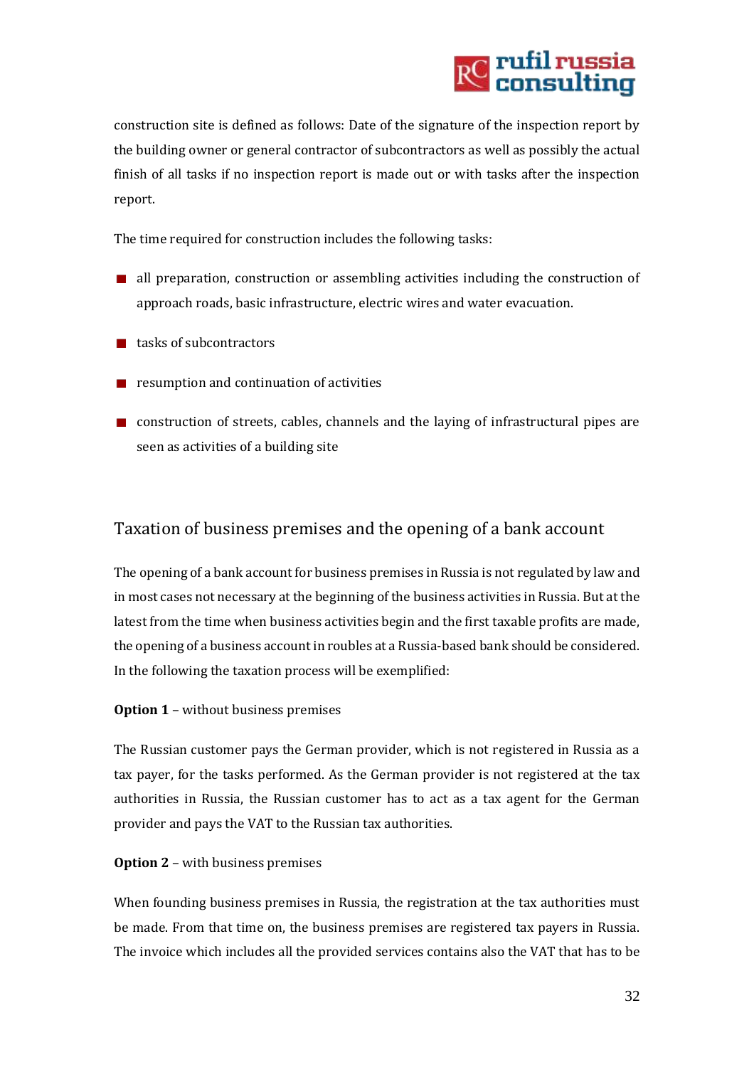construction site is defined as follows: Date of the signature of the inspection report by the building owner or general contractor of subcontractors as well as possibly the actual finish of all tasks if no inspection report is made out or with tasks after the inspection report.

The time required for construction includes the following tasks:

- all preparation, construction or assembling activities including the construction of approach roads, basic infrastructure, electric wires and water evacuation.
- tasks of subcontractors
- resumption and continuation of activities
- construction of streets, cables, channels and the laying of infrastructural pipes are seen as activities of a building site

## Taxation of business premises and the opening of a bank account

The opening of a bank account for business premises in Russia is not regulated by law and in most cases not necessary at the beginning of the business activities in Russia. But at the latest from the time when business activities begin and the first taxable profits are made, the opening of a business account in roubles at a Russia-based bank should be considered. In the following the taxation process will be exemplified:

**Option 1** – without business premises

The Russian customer pays the German provider, which is not registered in Russia as a tax payer, for the tasks performed. As the German provider is not registered at the tax authorities in Russia, the Russian customer has to act as a tax agent for the German provider and pays the VAT to the Russian tax authorities.

**Option 2** – with business premises

When founding business premises in Russia, the registration at the tax authorities must be made. From that time on, the business premises are registered tax payers in Russia. The invoice which includes all the provided services contains also the VAT that has to be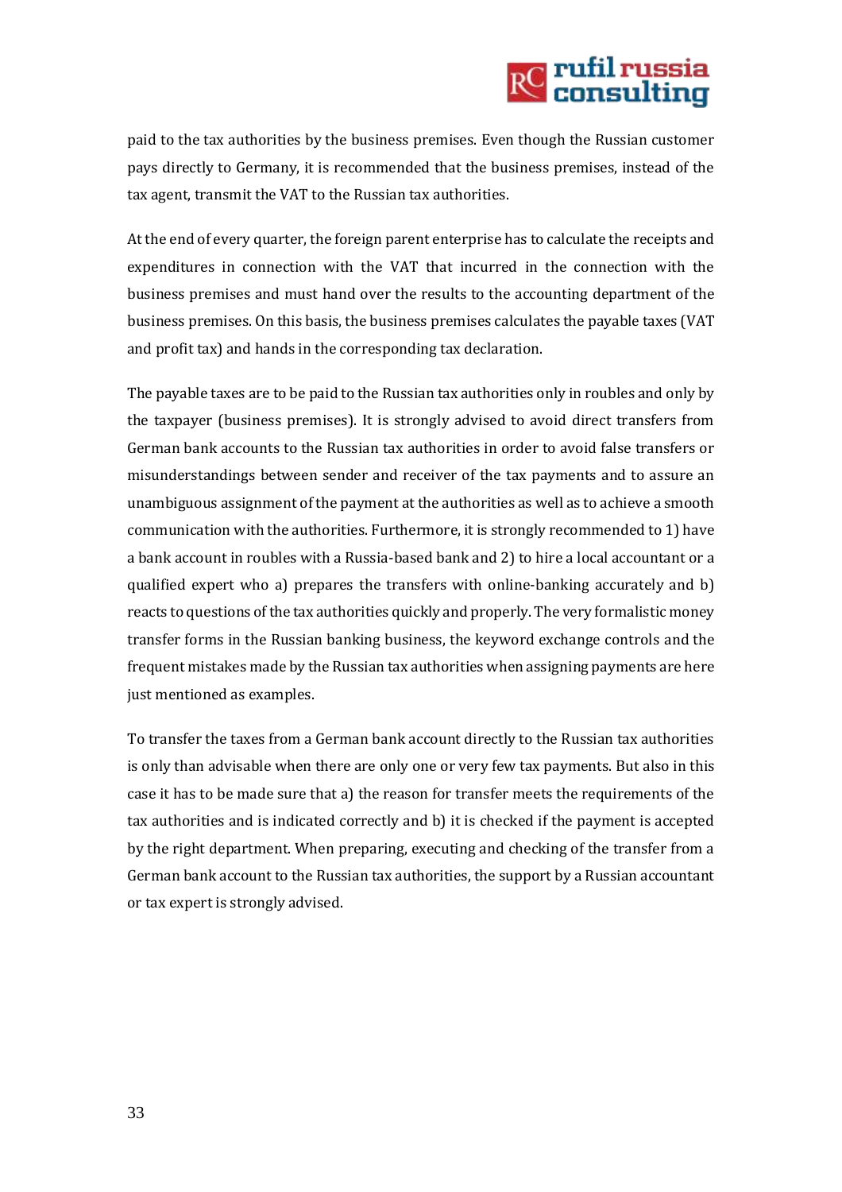paid to the tax authorities by the business premises. Even though the Russian customer pays directly to Germany, it is recommended that the business premises, instead of the tax agent, transmit the VAT to the Russian tax authorities.

At the end of every quarter, the foreign parent enterprise has to calculate the receipts and expenditures in connection with the VAT that incurred in the connection with the business premises and must hand over the results to the accounting department of the business premises. On this basis, the business premises calculates the payable taxes (VAT and profit tax) and hands in the corresponding tax declaration.

The payable taxes are to be paid to the Russian tax authorities only in roubles and only by the taxpayer (business premises). It is strongly advised to avoid direct transfers from German bank accounts to the Russian tax authorities in order to avoid false transfers or misunderstandings between sender and receiver of the tax payments and to assure an unambiguous assignment of the payment at the authorities as well as to achieve a smooth communication with the authorities. Furthermore, it is strongly recommended to 1) have a bank account in roubles with a Russia-based bank and 2) to hire a local accountant or a qualified expert who a) prepares the transfers with online-banking accurately and b) reacts to questions of the tax authorities quickly and properly. The very formalistic money transfer forms in the Russian banking business, the keyword exchange controls and the frequent mistakes made by the Russian tax authorities when assigning payments are here just mentioned as examples.

To transfer the taxes from a German bank account directly to the Russian tax authorities is only than advisable when there are only one or very few tax payments. But also in this case it has to be made sure that a) the reason for transfer meets the requirements of the tax authorities and is indicated correctly and b) it is checked if the payment is accepted by the right department. When preparing, executing and checking of the transfer from a German bank account to the Russian tax authorities, the support by a Russian accountant or tax expert is strongly advised.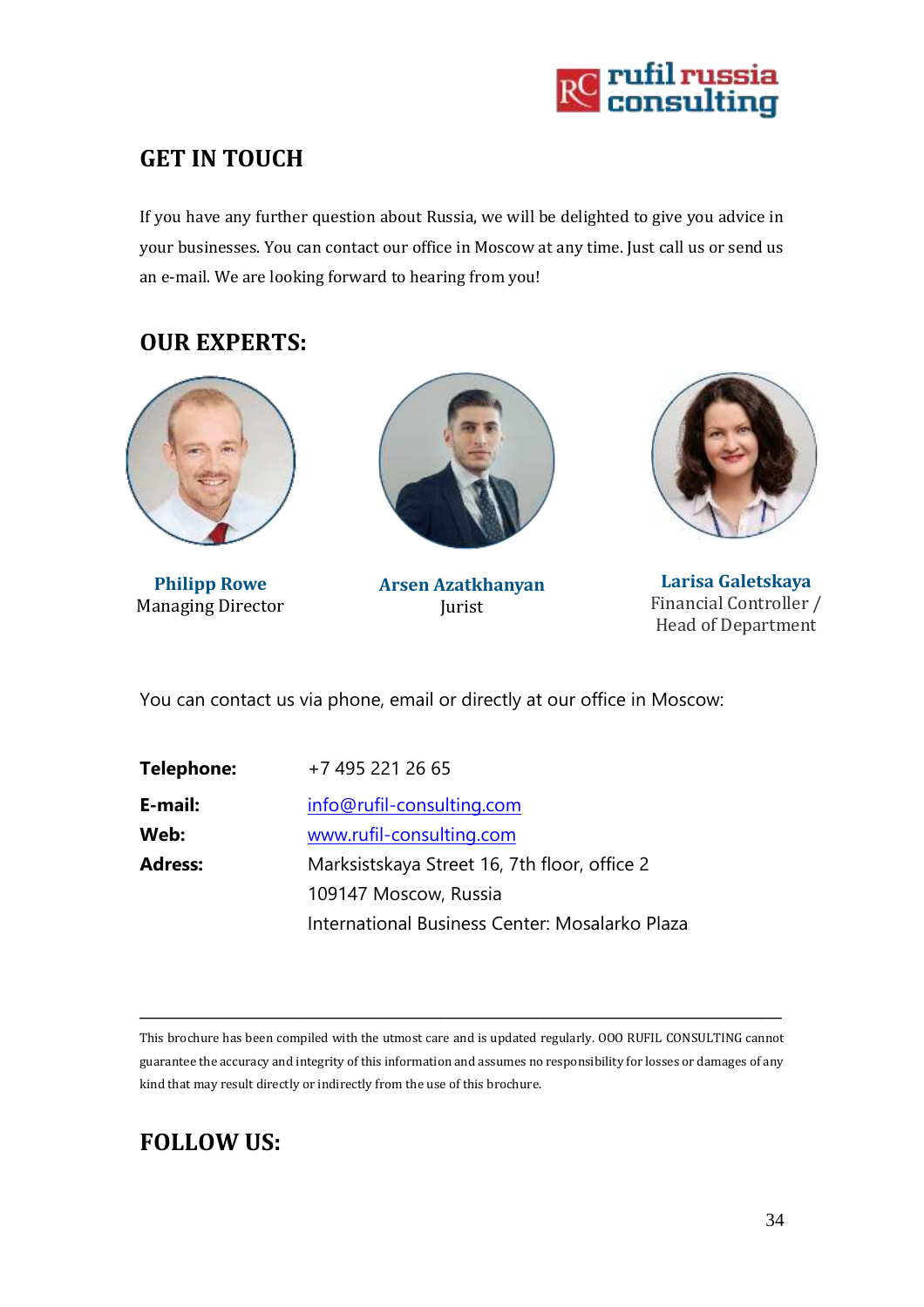## GET IN TOUCH

If you have any further question about Russia, we will be delighted to give you advice in your businesses. You can contact our office in Moscow at any time. Just call us or send us an e-mail. We are looking forward to hearing from you!

## OUR EXPERTS:

**Philipp Rowe**
Managing Director

**Arsen Azatkhanyan**
Jurist

**Larisa Galetskaya**
Financial Controller / Head of Department

You can contact us via phone, email or directly at our office in Moscow:

**Telephone:** +7 495 221 26 65

**E-mail:** info@rufil-consulting.com

**Web:** www.rufil-consulting.com

**Adress:** Marksistskaya Street 16, 7th floor, office 2
109147 Moscow, Russia
International Business Center: Mosalarko Plaza

---

This brochure has been compiled with the utmost care and is updated regularly. OOO RUFIL CONSULTING cannot guarantee the accuracy and integrity of this information and assumes no responsibility for losses or damages of any kind that may result directly or indirectly from the use of this brochure.

## FOLLOW US: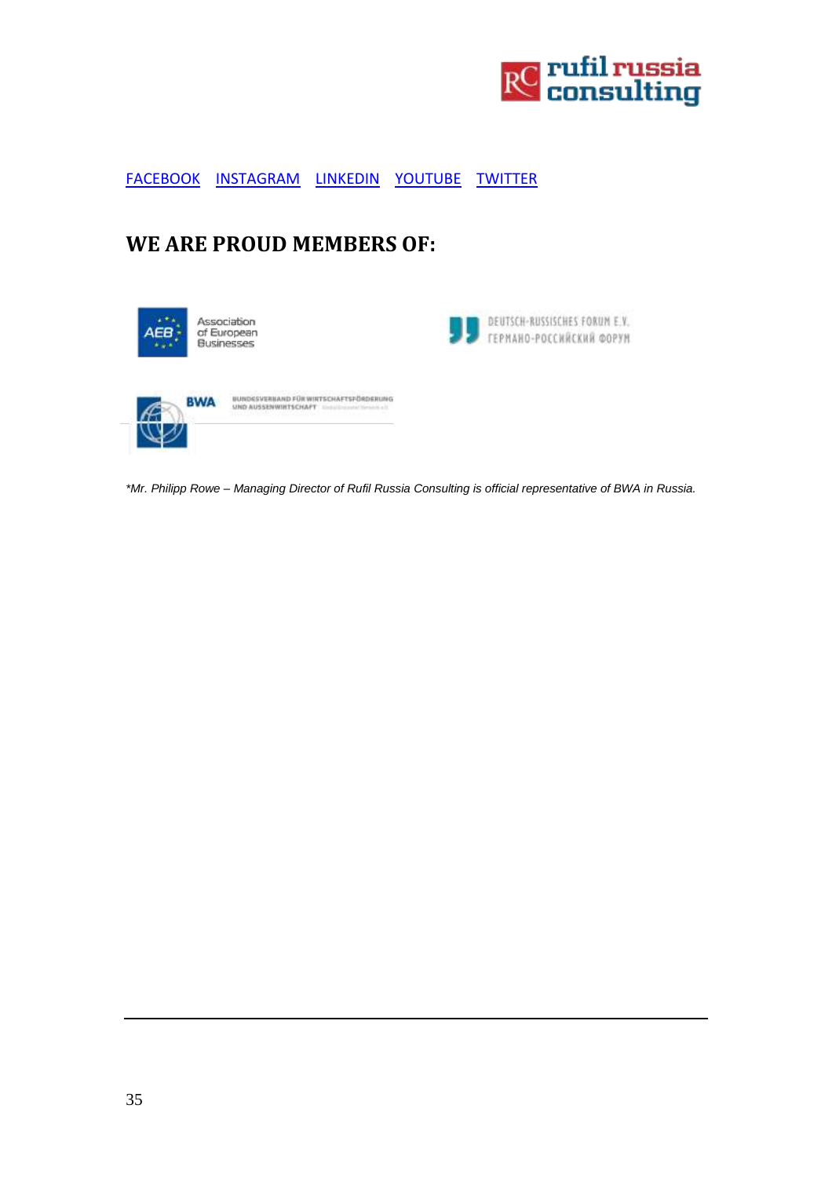FACEBOOK INSTAGRAM LINKEDIN YOUTUBE TWITTER

## WE ARE PROUD MEMBERS OF:

Association of European Businesses

DEUTSCH-RUSSISCHES FORUM E.V.
ГЕРМАНО-РОССИЙСКИЙ ФОРУМ

BWA BUNDESVERBAND FÜR WIRTSCHAFTSFÖRDERUNG UND AUSSENWIRTSCHAFT

*\*Mr. Philipp Rowe – Managing Director of Rufil Russia Consulting is official representative of BWA in Russia.*